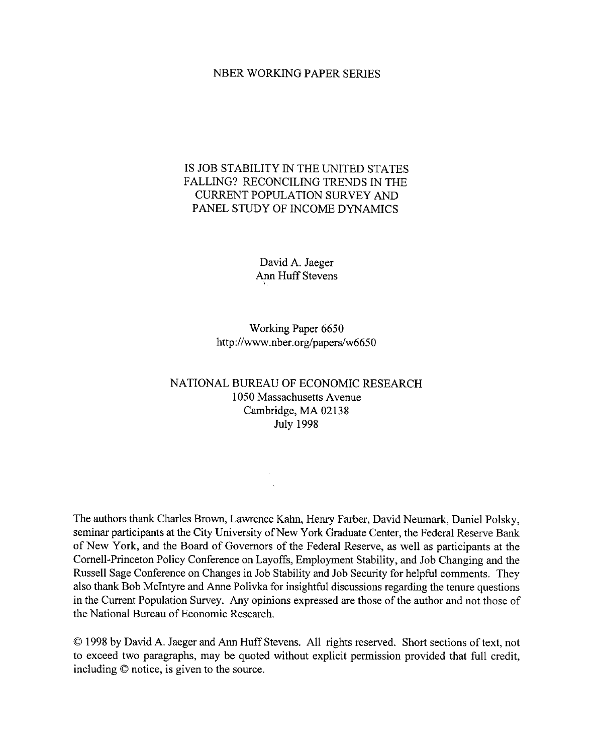NBER WORKING PAPER SERIES

# IS JOB STABILITY IN THE UNITED STATES FALLING? RECONCILING TRENDS IN THE CURRENT POPULATION SURVEY AND PANEL STUDY OF INCOME DYNAMICS

David A. Jaeger
Ann Huff Stevens

Working Paper 6650
http://www.nber.org/papers/w6650

NATIONAL BUREAU OF ECONOMIC RESEARCH
1050 Massachusetts Avenue
Cambridge, MA 02138
July 1998

The authors thank Charles Brown, Lawrence Kahn, Henry Farber, David Neumark, Daniel Polsky, seminar participants at the City University of New York Graduate Center, the Federal Reserve Bank of New York, and the Board of Governors of the Federal Reserve, as well as participants at the Cornell-Princeton Policy Conference on Layoffs, Employment Stability, and Job Changing and the Russell Sage Conference on Changes in Job Stability and Job Security for helpful comments. They also thank Bob McIntyre and Anne Polivka for insightful discussions regarding the tenure questions in the Current Population Survey. Any opinions expressed are those of the author and not those of the National Bureau of Economic Research.

© 1998 by David A. Jaeger and Ann Huff Stevens. All rights reserved. Short sections of text, not to exceed two paragraphs, may be quoted without explicit permission provided that full credit, including © notice, is given to the source.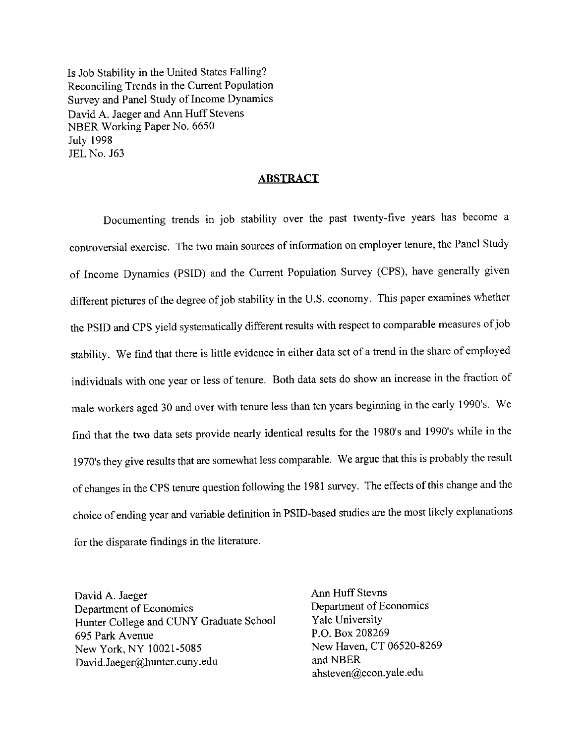Is Job Stability in the United States Falling?
Reconciling Trends in the Current Population
Survey and Panel Study of Income Dynamics
David A. Jaeger and Ann Huff Stevens
NBER Working Paper No. 6650
July 1998
JEL No. J63

## ABSTRACT

Documenting trends in job stability over the past twenty-five years has become a controversial exercise. The two main sources of information on employer tenure, the Panel Study of Income Dynamics (PSID) and the Current Population Survey (CPS), have generally given different pictures of the degree of job stability in the U.S. economy. This paper examines whether the PSID and CPS yield systematically different results with respect to comparable measures of job stability. We find that there is little evidence in either data set of a trend in the share of employed individuals with one year or less of tenure. Both data sets do show an increase in the fraction of male workers aged 30 and over with tenure less than ten years beginning in the early 1990's. We find that the two data sets provide nearly identical results for the 1980's and 1990's while in the 1970's they give results that are somewhat less comparable. We argue that this is probably the result of changes in the CPS tenure question following the 1981 survey. The effects of this change and the choice of ending year and variable definition in PSID-based studies are the most likely explanations for the disparate findings in the literature.

David A. Jaeger
Department of Economics
Hunter College and CUNY Graduate School
695 Park Avenue
New York, NY 10021-5085
David.Jaeger@hunter.cuny.edu

Ann Huff Stevns
Department of Economics
Yale University
P.O. Box 208269
New Haven, CT 06520-8269
and NBER
ahsteven@econ.yale.edu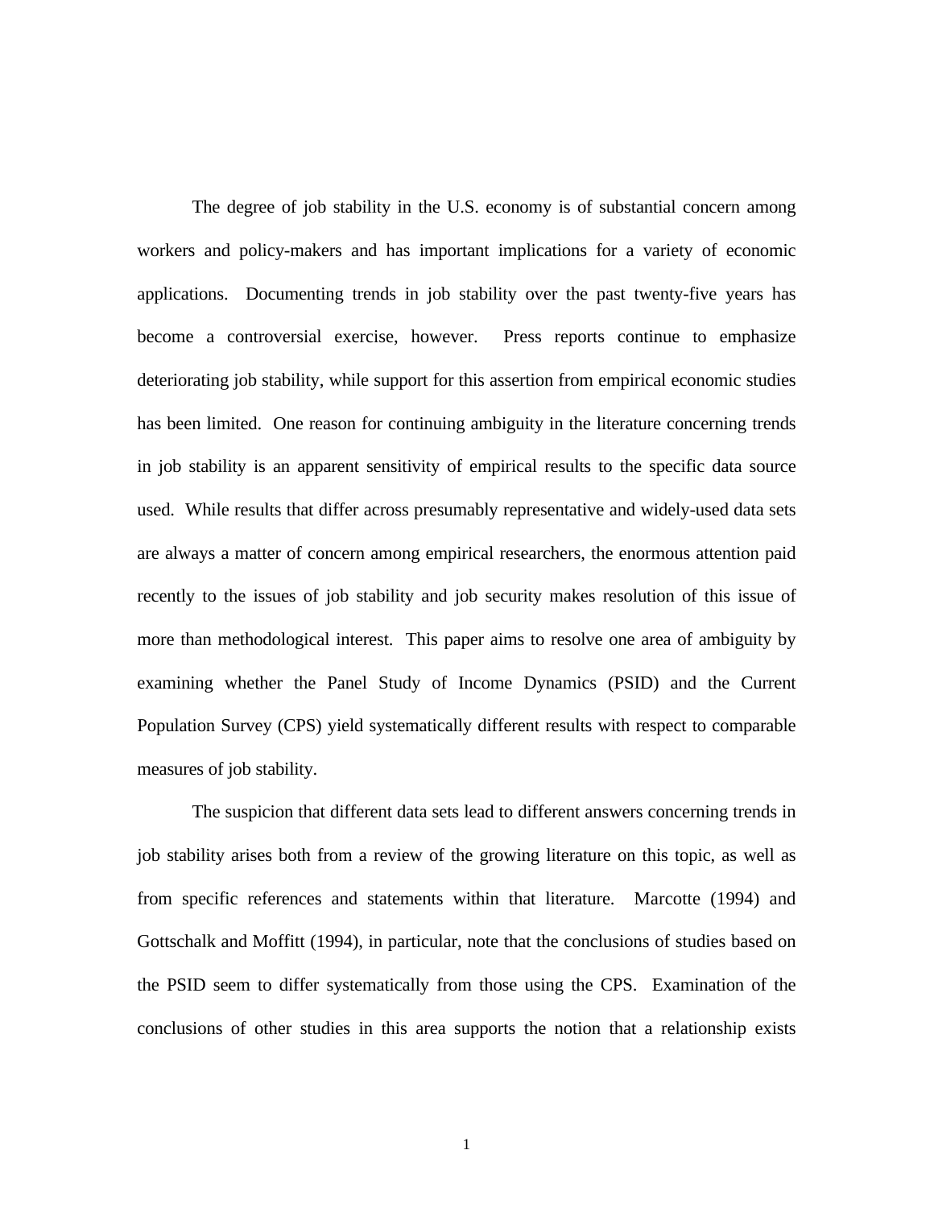The degree of job stability in the U.S. economy is of substantial concern among workers and policy-makers and has important implications for a variety of economic applications. Documenting trends in job stability over the past twenty-five years has become a controversial exercise, however. Press reports continue to emphasize deteriorating job stability, while support for this assertion from empirical economic studies has been limited. One reason for continuing ambiguity in the literature concerning trends in job stability is an apparent sensitivity of empirical results to the specific data source used. While results that differ across presumably representative and widely-used data sets are always a matter of concern among empirical researchers, the enormous attention paid recently to the issues of job stability and job security makes resolution of this issue of more than methodological interest. This paper aims to resolve one area of ambiguity by examining whether the Panel Study of Income Dynamics (PSID) and the Current Population Survey (CPS) yield systematically different results with respect to comparable measures of job stability.

The suspicion that different data sets lead to different answers concerning trends in job stability arises both from a review of the growing literature on this topic, as well as from specific references and statements within that literature. Marcotte (1994) and Gottschalk and Moffitt (1994), in particular, note that the conclusions of studies based on the PSID seem to differ systematically from those using the CPS. Examination of the conclusions of other studies in this area supports the notion that a relationship exists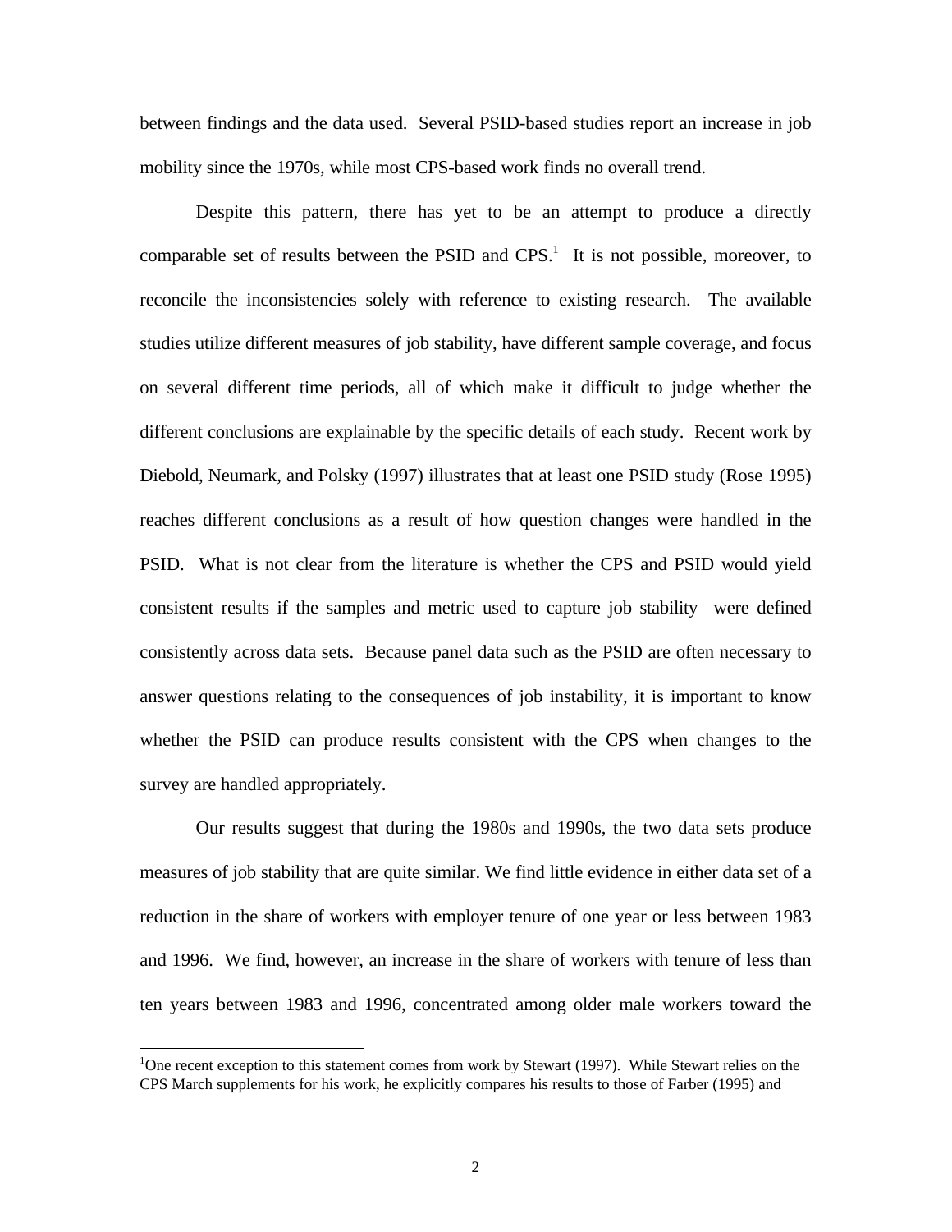between findings and the data used. Several PSID-based studies report an increase in job mobility since the 1970s, while most CPS-based work finds no overall trend.

Despite this pattern, there has yet to be an attempt to produce a directly comparable set of results between the PSID and CPS.[1] It is not possible, moreover, to reconcile the inconsistencies solely with reference to existing research. The available studies utilize different measures of job stability, have different sample coverage, and focus on several different time periods, all of which make it difficult to judge whether the different conclusions are explainable by the specific details of each study. Recent work by Diebold, Neumark, and Polsky (1997) illustrates that at least one PSID study (Rose 1995) reaches different conclusions as a result of how question changes were handled in the PSID. What is not clear from the literature is whether the CPS and PSID would yield consistent results if the samples and metric used to capture job stability were defined consistently across data sets. Because panel data such as the PSID are often necessary to answer questions relating to the consequences of job instability, it is important to know whether the PSID can produce results consistent with the CPS when changes to the survey are handled appropriately.

Our results suggest that during the 1980s and 1990s, the two data sets produce measures of job stability that are quite similar. We find little evidence in either data set of a reduction in the share of workers with employer tenure of one year or less between 1983 and 1996. We find, however, an increase in the share of workers with tenure of less than ten years between 1983 and 1996, concentrated among older male workers toward the

[1] One recent exception to this statement comes from work by Stewart (1997). While Stewart relies on the CPS March supplements for his work, he explicitly compares his results to those of Farber (1995) and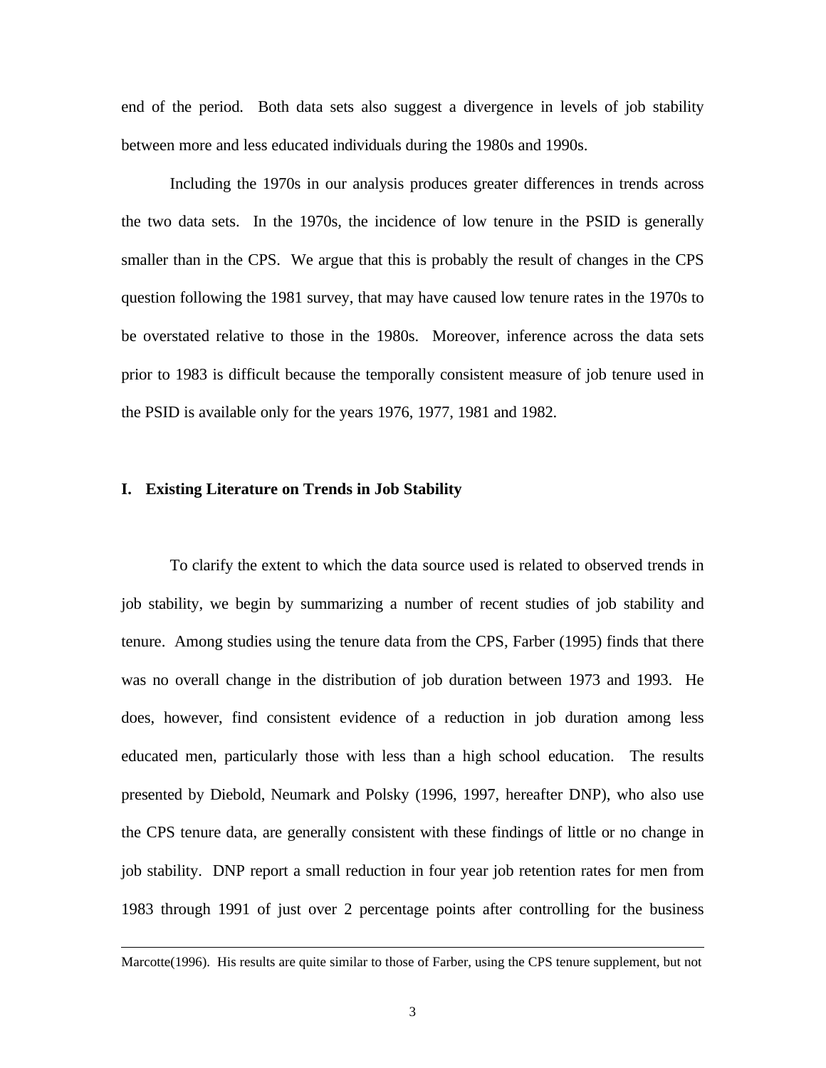end of the period. Both data sets also suggest a divergence in levels of job stability between more and less educated individuals during the 1980s and 1990s.

Including the 1970s in our analysis produces greater differences in trends across the two data sets. In the 1970s, the incidence of low tenure in the PSID is generally smaller than in the CPS. We argue that this is probably the result of changes in the CPS question following the 1981 survey, that may have caused low tenure rates in the 1970s to be overstated relative to those in the 1980s. Moreover, inference across the data sets prior to 1983 is difficult because the temporally consistent measure of job tenure used in the PSID is available only for the years 1976, 1977, 1981 and 1982.

## I. Existing Literature on Trends in Job Stability

To clarify the extent to which the data source used is related to observed trends in job stability, we begin by summarizing a number of recent studies of job stability and tenure. Among studies using the tenure data from the CPS, Farber (1995) finds that there was no overall change in the distribution of job duration between 1973 and 1993. He does, however, find consistent evidence of a reduction in job duration among less educated men, particularly those with less than a high school education. The results presented by Diebold, Neumark and Polsky (1996, 1997, hereafter DNP), who also use the CPS tenure data, are generally consistent with these findings of little or no change in job stability. DNP report a small reduction in four year job retention rates for men from 1983 through 1991 of just over 2 percentage points after controlling for the business

Marcotte(1996). His results are quite similar to those of Farber, using the CPS tenure supplement, but not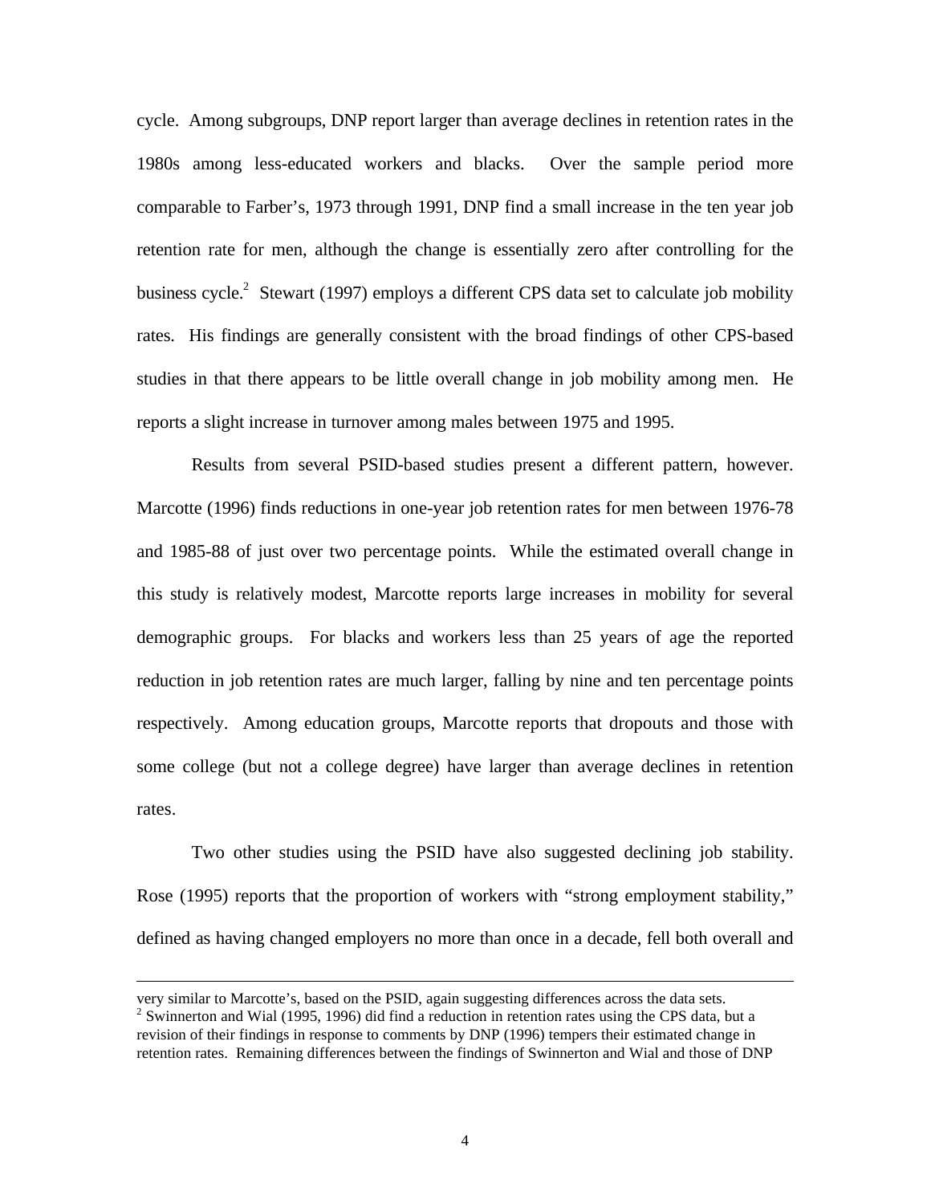cycle. Among subgroups, DNP report larger than average declines in retention rates in the 1980s among less-educated workers and blacks. Over the sample period more comparable to Farber's, 1973 through 1991, DNP find a small increase in the ten year job retention rate for men, although the change is essentially zero after controlling for the business cycle.[2] Stewart (1997) employs a different CPS data set to calculate job mobility rates. His findings are generally consistent with the broad findings of other CPS-based studies in that there appears to be little overall change in job mobility among men. He reports a slight increase in turnover among males between 1975 and 1995.

Results from several PSID-based studies present a different pattern, however. Marcotte (1996) finds reductions in one-year job retention rates for men between 1976-78 and 1985-88 of just over two percentage points. While the estimated overall change in this study is relatively modest, Marcotte reports large increases in mobility for several demographic groups. For blacks and workers less than 25 years of age the reported reduction in job retention rates are much larger, falling by nine and ten percentage points respectively. Among education groups, Marcotte reports that dropouts and those with some college (but not a college degree) have larger than average declines in retention rates.

Two other studies using the PSID have also suggested declining job stability. Rose (1995) reports that the proportion of workers with "strong employment stability," defined as having changed employers no more than once in a decade, fell both overall and

very similar to Marcotte's, based on the PSID, again suggesting differences across the data sets.

[2] Swinnerton and Wial (1995, 1996) did find a reduction in retention rates using the CPS data, but a revision of their findings in response to comments by DNP (1996) tempers their estimated change in retention rates. Remaining differences between the findings of Swinnerton and Wial and those of DNP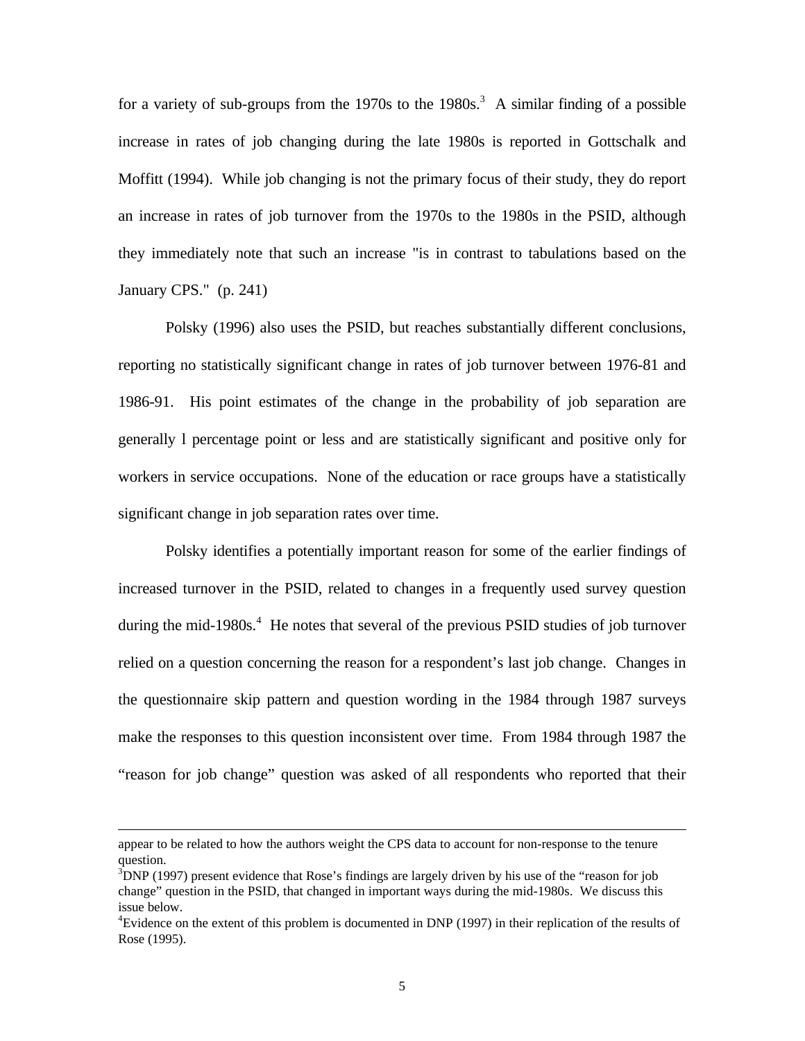for a variety of sub-groups from the 1970s to the 1980s.[3] A similar finding of a possible increase in rates of job changing during the late 1980s is reported in Gottschalk and Moffitt (1994). While job changing is not the primary focus of their study, they do report an increase in rates of job turnover from the 1970s to the 1980s in the PSID, although they immediately note that such an increase "is in contrast to tabulations based on the January CPS." (p. 241)

Polsky (1996) also uses the PSID, but reaches substantially different conclusions, reporting no statistically significant change in rates of job turnover between 1976-81 and 1986-91. His point estimates of the change in the probability of job separation are generally l percentage point or less and are statistically significant and positive only for workers in service occupations. None of the education or race groups have a statistically significant change in job separation rates over time.

Polsky identifies a potentially important reason for some of the earlier findings of increased turnover in the PSID, related to changes in a frequently used survey question during the mid-1980s.[4] He notes that several of the previous PSID studies of job turnover relied on a question concerning the reason for a respondent's last job change. Changes in the questionnaire skip pattern and question wording in the 1984 through 1987 surveys make the responses to this question inconsistent over time. From 1984 through 1987 the "reason for job change" question was asked of all respondents who reported that their

---

appear to be related to how the authors weight the CPS data to account for non-response to the tenure question.

[3] DNP (1997) present evidence that Rose's findings are largely driven by his use of the "reason for job change" question in the PSID, that changed in important ways during the mid-1980s. We discuss this issue below.

[4] Evidence on the extent of this problem is documented in DNP (1997) in their replication of the results of Rose (1995).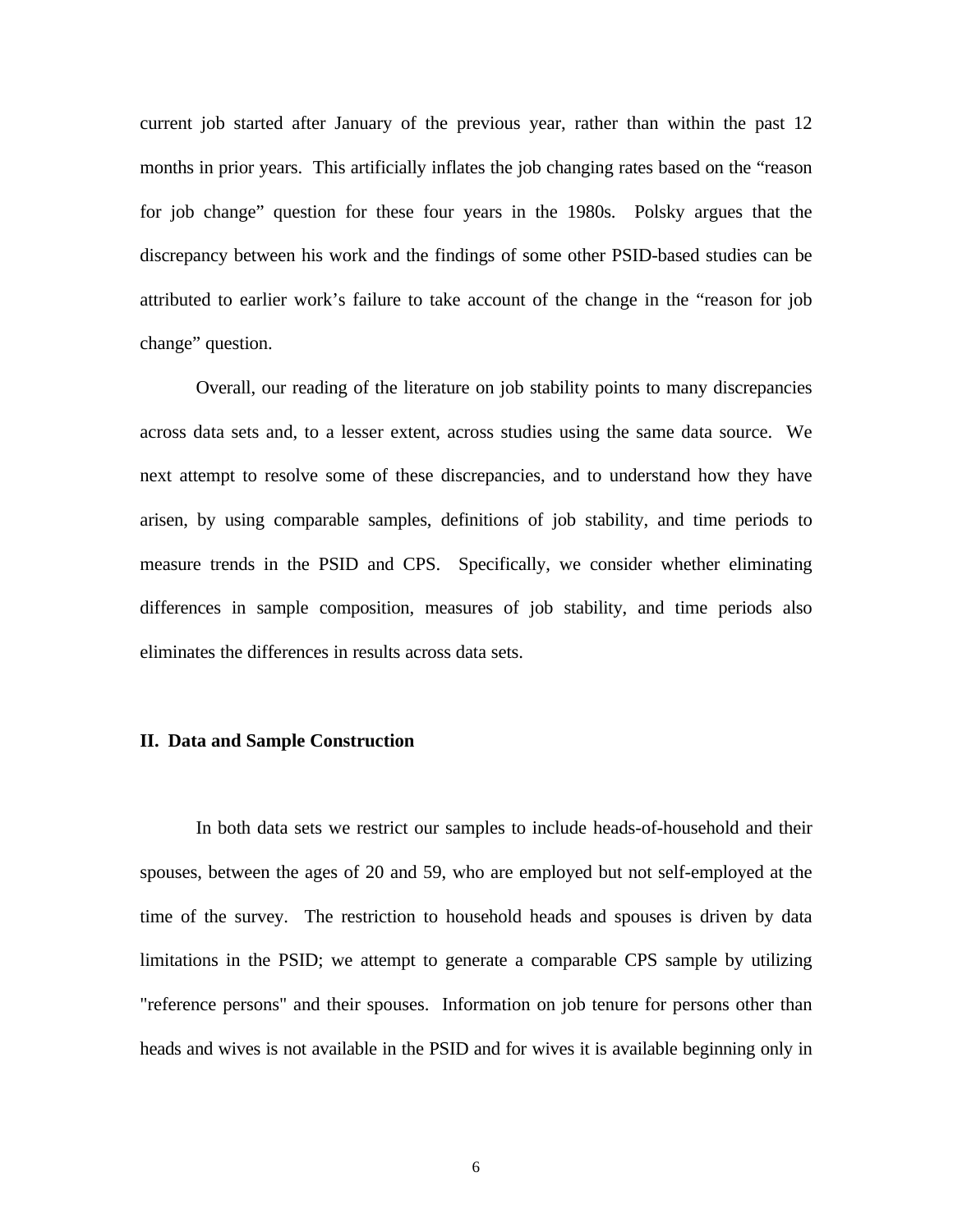current job started after January of the previous year, rather than within the past 12 months in prior years. This artificially inflates the job changing rates based on the "reason for job change" question for these four years in the 1980s. Polsky argues that the discrepancy between his work and the findings of some other PSID-based studies can be attributed to earlier work's failure to take account of the change in the "reason for job change" question.

Overall, our reading of the literature on job stability points to many discrepancies across data sets and, to a lesser extent, across studies using the same data source. We next attempt to resolve some of these discrepancies, and to understand how they have arisen, by using comparable samples, definitions of job stability, and time periods to measure trends in the PSID and CPS. Specifically, we consider whether eliminating differences in sample composition, measures of job stability, and time periods also eliminates the differences in results across data sets.

## II. Data and Sample Construction

In both data sets we restrict our samples to include heads-of-household and their spouses, between the ages of 20 and 59, who are employed but not self-employed at the time of the survey. The restriction to household heads and spouses is driven by data limitations in the PSID; we attempt to generate a comparable CPS sample by utilizing "reference persons" and their spouses. Information on job tenure for persons other than heads and wives is not available in the PSID and for wives it is available beginning only in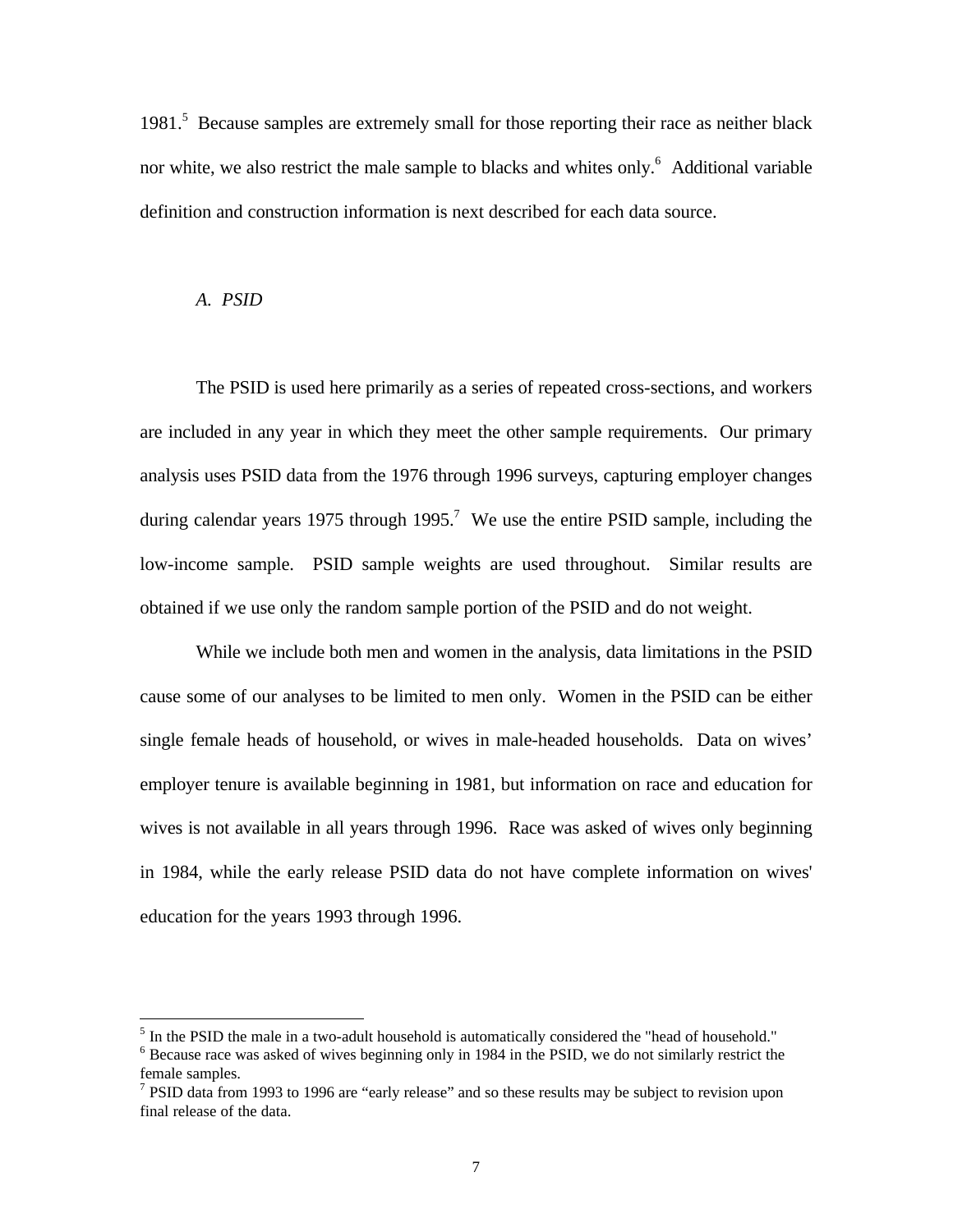1981.[5] Because samples are extremely small for those reporting their race as neither black nor white, we also restrict the male sample to blacks and whites only.[6] Additional variable definition and construction information is next described for each data source.

### *A. PSID*

The PSID is used here primarily as a series of repeated cross-sections, and workers are included in any year in which they meet the other sample requirements. Our primary analysis uses PSID data from the 1976 through 1996 surveys, capturing employer changes during calendar years 1975 through 1995.[7] We use the entire PSID sample, including the low-income sample. PSID sample weights are used throughout. Similar results are obtained if we use only the random sample portion of the PSID and do not weight.

While we include both men and women in the analysis, data limitations in the PSID cause some of our analyses to be limited to men only. Women in the PSID can be either single female heads of household, or wives in male-headed households. Data on wives' employer tenure is available beginning in 1981, but information on race and education for wives is not available in all years through 1996. Race was asked of wives only beginning in 1984, while the early release PSID data do not have complete information on wives' education for the years 1993 through 1996.

---

[5] In the PSID the male in a two-adult household is automatically considered the "head of household."

[6] Because race was asked of wives beginning only in 1984 in the PSID, we do not similarly restrict the female samples.

[7] PSID data from 1993 to 1996 are "early release" and so these results may be subject to revision upon final release of the data.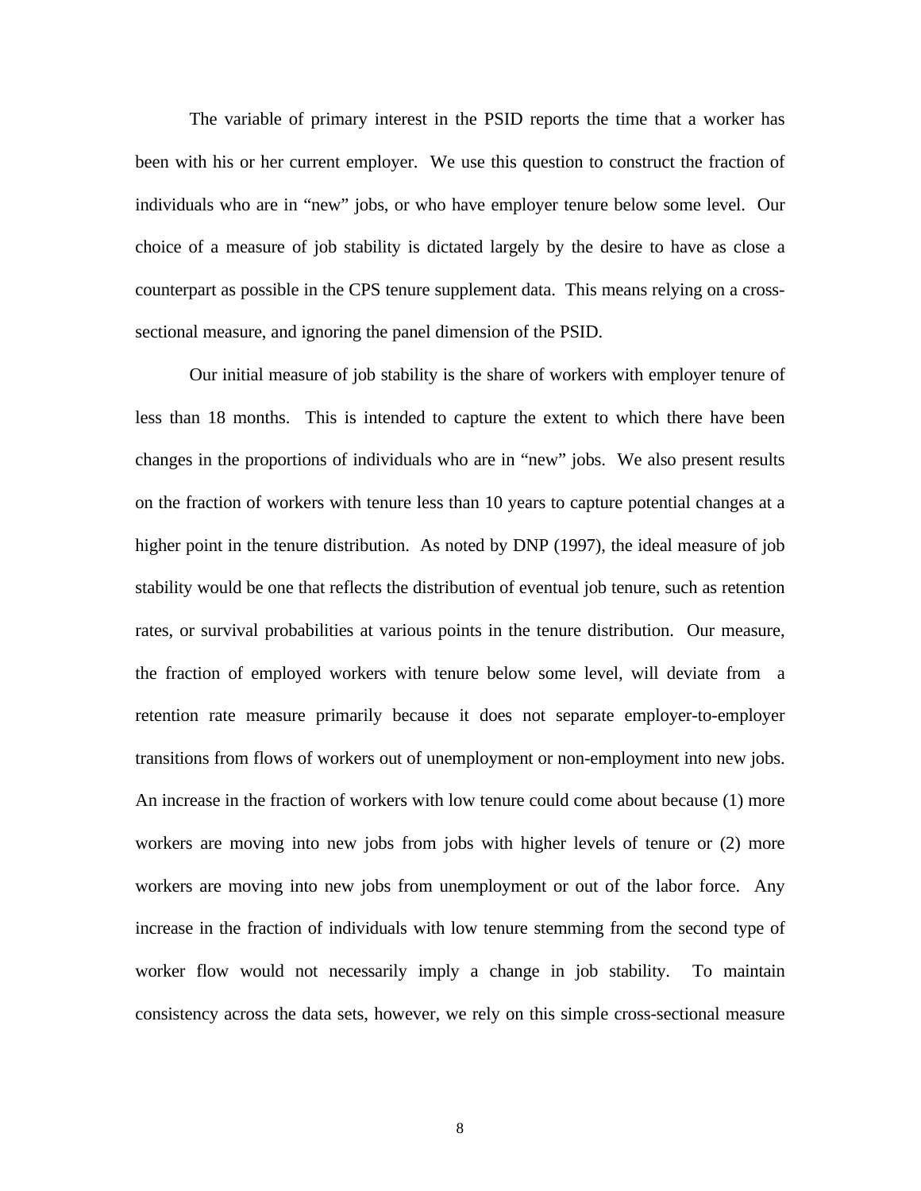The variable of primary interest in the PSID reports the time that a worker has been with his or her current employer. We use this question to construct the fraction of individuals who are in "new" jobs, or who have employer tenure below some level. Our choice of a measure of job stability is dictated largely by the desire to have as close a counterpart as possible in the CPS tenure supplement data. This means relying on a cross-sectional measure, and ignoring the panel dimension of the PSID.

Our initial measure of job stability is the share of workers with employer tenure of less than 18 months. This is intended to capture the extent to which there have been changes in the proportions of individuals who are in "new" jobs. We also present results on the fraction of workers with tenure less than 10 years to capture potential changes at a higher point in the tenure distribution. As noted by DNP (1997), the ideal measure of job stability would be one that reflects the distribution of eventual job tenure, such as retention rates, or survival probabilities at various points in the tenure distribution. Our measure, the fraction of employed workers with tenure below some level, will deviate from a retention rate measure primarily because it does not separate employer-to-employer transitions from flows of workers out of unemployment or non-employment into new jobs. An increase in the fraction of workers with low tenure could come about because (1) more workers are moving into new jobs from jobs with higher levels of tenure or (2) more workers are moving into new jobs from unemployment or out of the labor force. Any increase in the fraction of individuals with low tenure stemming from the second type of worker flow would not necessarily imply a change in job stability. To maintain consistency across the data sets, however, we rely on this simple cross-sectional measure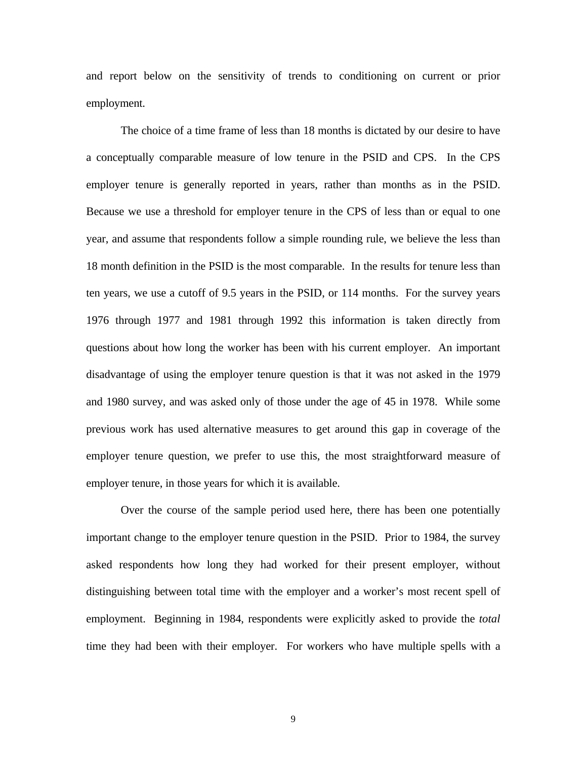and report below on the sensitivity of trends to conditioning on current or prior employment.

The choice of a time frame of less than 18 months is dictated by our desire to have a conceptually comparable measure of low tenure in the PSID and CPS. In the CPS employer tenure is generally reported in years, rather than months as in the PSID. Because we use a threshold for employer tenure in the CPS of less than or equal to one year, and assume that respondents follow a simple rounding rule, we believe the less than 18 month definition in the PSID is the most comparable. In the results for tenure less than ten years, we use a cutoff of 9.5 years in the PSID, or 114 months. For the survey years 1976 through 1977 and 1981 through 1992 this information is taken directly from questions about how long the worker has been with his current employer. An important disadvantage of using the employer tenure question is that it was not asked in the 1979 and 1980 survey, and was asked only of those under the age of 45 in 1978. While some previous work has used alternative measures to get around this gap in coverage of the employer tenure question, we prefer to use this, the most straightforward measure of employer tenure, in those years for which it is available.

Over the course of the sample period used here, there has been one potentially important change to the employer tenure question in the PSID. Prior to 1984, the survey asked respondents how long they had worked for their present employer, without distinguishing between total time with the employer and a worker's most recent spell of employment. Beginning in 1984, respondents were explicitly asked to provide the *total* time they had been with their employer. For workers who have multiple spells with a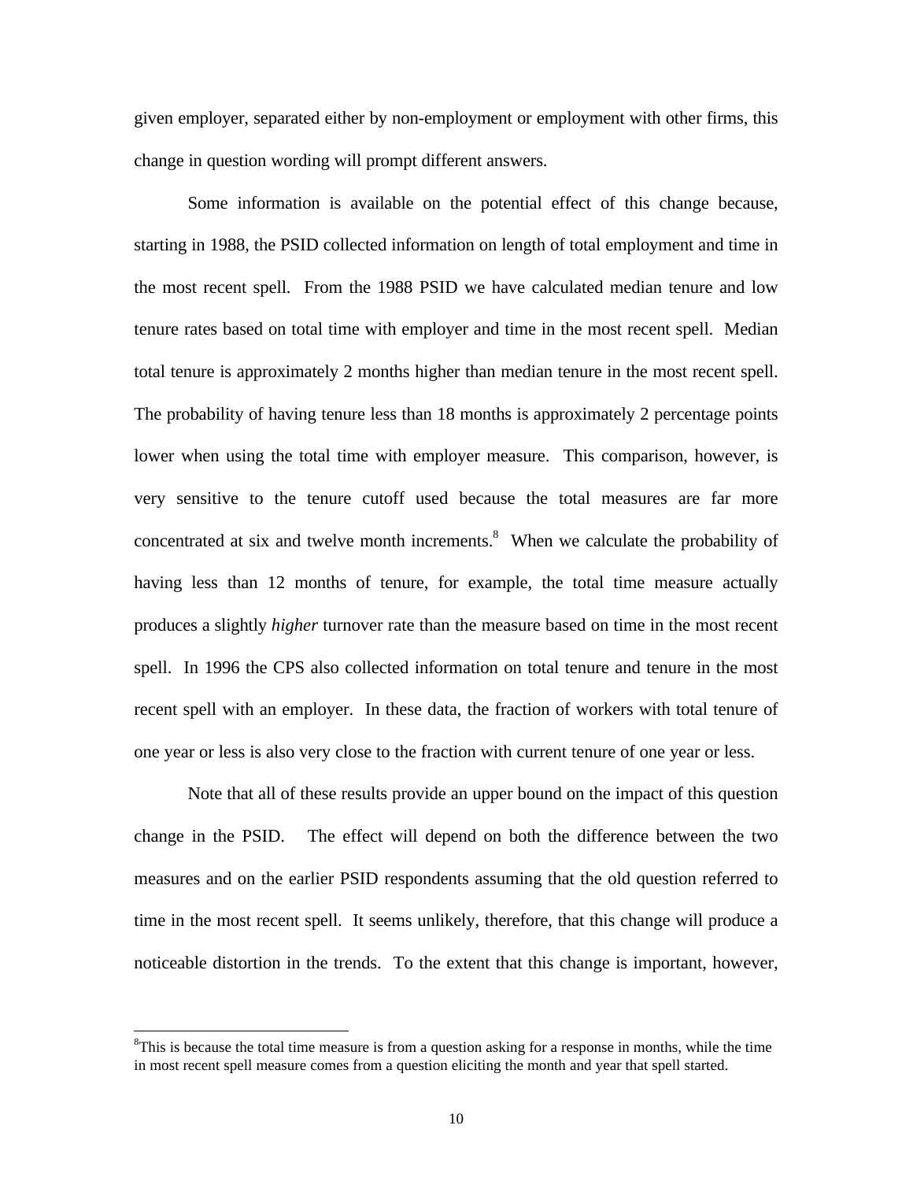given employer, separated either by non-employment or employment with other firms, this change in question wording will prompt different answers.

Some information is available on the potential effect of this change because, starting in 1988, the PSID collected information on length of total employment and time in the most recent spell. From the 1988 PSID we have calculated median tenure and low tenure rates based on total time with employer and time in the most recent spell. Median total tenure is approximately 2 months higher than median tenure in the most recent spell. The probability of having tenure less than 18 months is approximately 2 percentage points lower when using the total time with employer measure. This comparison, however, is very sensitive to the tenure cutoff used because the total measures are far more concentrated at six and twelve month increments.[8] When we calculate the probability of having less than 12 months of tenure, for example, the total time measure actually produces a slightly *higher* turnover rate than the measure based on time in the most recent spell. In 1996 the CPS also collected information on total tenure and tenure in the most recent spell with an employer. In these data, the fraction of workers with total tenure of one year or less is also very close to the fraction with current tenure of one year or less.

Note that all of these results provide an upper bound on the impact of this question change in the PSID. The effect will depend on both the difference between the two measures and on the earlier PSID respondents assuming that the old question referred to time in the most recent spell. It seems unlikely, therefore, that this change will produce a noticeable distortion in the trends. To the extent that this change is important, however,

[8]This is because the total time measure is from a question asking for a response in months, while the time in most recent spell measure comes from a question eliciting the month and year that spell started.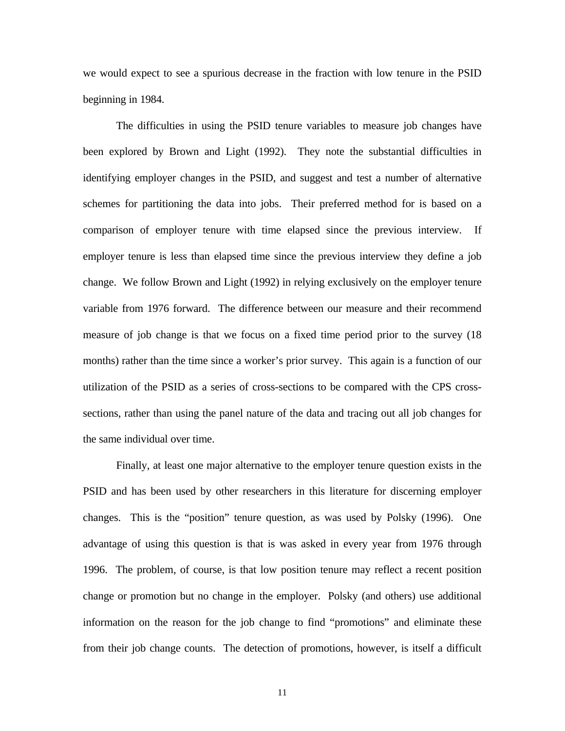we would expect to see a spurious decrease in the fraction with low tenure in the PSID beginning in 1984.

The difficulties in using the PSID tenure variables to measure job changes have been explored by Brown and Light (1992). They note the substantial difficulties in identifying employer changes in the PSID, and suggest and test a number of alternative schemes for partitioning the data into jobs. Their preferred method for is based on a comparison of employer tenure with time elapsed since the previous interview. If employer tenure is less than elapsed time since the previous interview they define a job change. We follow Brown and Light (1992) in relying exclusively on the employer tenure variable from 1976 forward. The difference between our measure and their recommend measure of job change is that we focus on a fixed time period prior to the survey (18 months) rather than the time since a worker's prior survey. This again is a function of our utilization of the PSID as a series of cross-sections to be compared with the CPS cross-sections, rather than using the panel nature of the data and tracing out all job changes for the same individual over time.

Finally, at least one major alternative to the employer tenure question exists in the PSID and has been used by other researchers in this literature for discerning employer changes. This is the "position" tenure question, as was used by Polsky (1996). One advantage of using this question is that is was asked in every year from 1976 through 1996. The problem, of course, is that low position tenure may reflect a recent position change or promotion but no change in the employer. Polsky (and others) use additional information on the reason for the job change to find "promotions" and eliminate these from their job change counts. The detection of promotions, however, is itself a difficult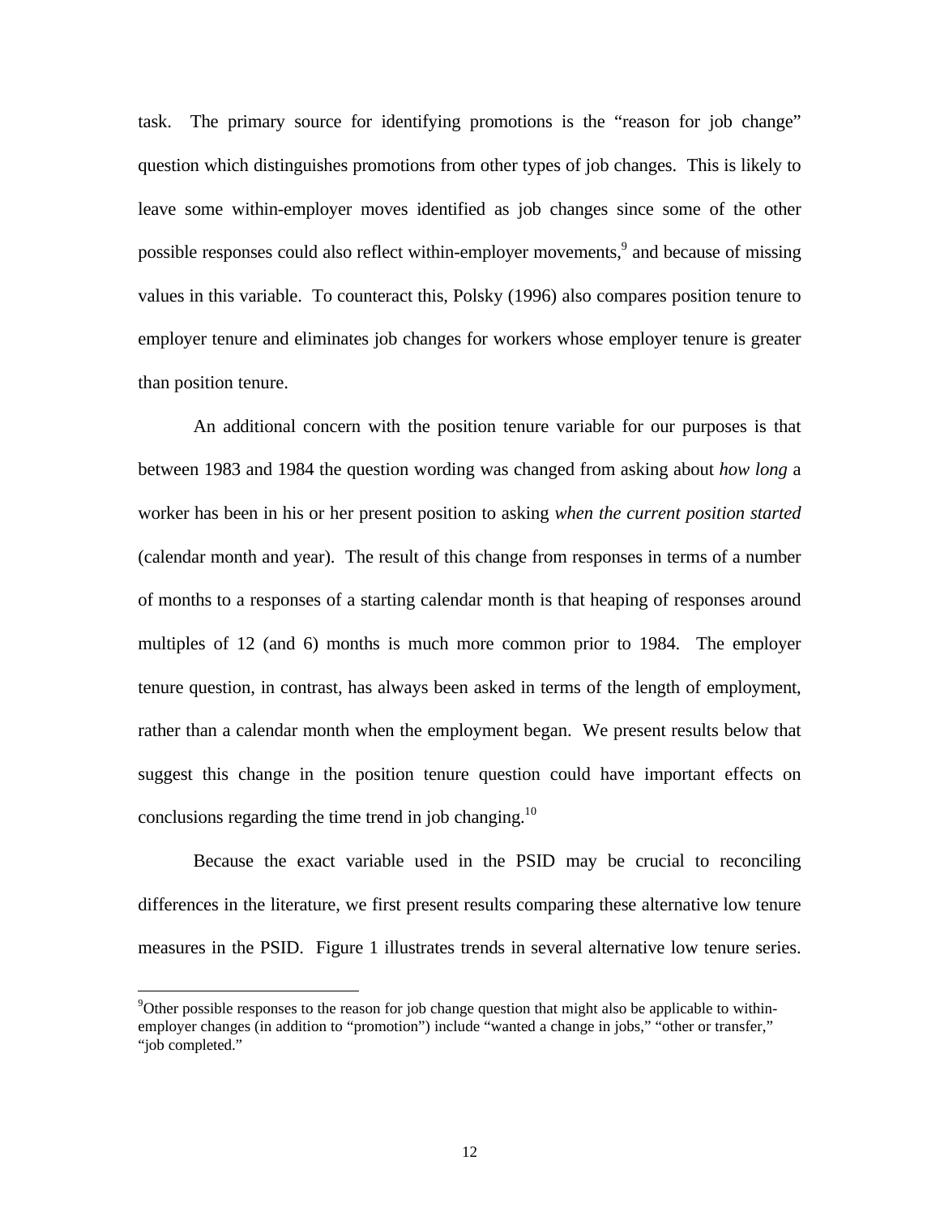task. The primary source for identifying promotions is the "reason for job change" question which distinguishes promotions from other types of job changes. This is likely to leave some within-employer moves identified as job changes since some of the other possible responses could also reflect within-employer movements,[9] and because of missing values in this variable. To counteract this, Polsky (1996) also compares position tenure to employer tenure and eliminates job changes for workers whose employer tenure is greater than position tenure.

An additional concern with the position tenure variable for our purposes is that between 1983 and 1984 the question wording was changed from asking about *how long* a worker has been in his or her present position to asking *when the current position started* (calendar month and year). The result of this change from responses in terms of a number of months to a responses of a starting calendar month is that heaping of responses around multiples of 12 (and 6) months is much more common prior to 1984. The employer tenure question, in contrast, has always been asked in terms of the length of employment, rather than a calendar month when the employment began. We present results below that suggest this change in the position tenure question could have important effects on conclusions regarding the time trend in job changing.[10]

Because the exact variable used in the PSID may be crucial to reconciling differences in the literature, we first present results comparing these alternative low tenure measures in the PSID. Figure 1 illustrates trends in several alternative low tenure series.

[9]Other possible responses to the reason for job change question that might also be applicable to within-employer changes (in addition to "promotion") include "wanted a change in jobs," "other or transfer," "job completed."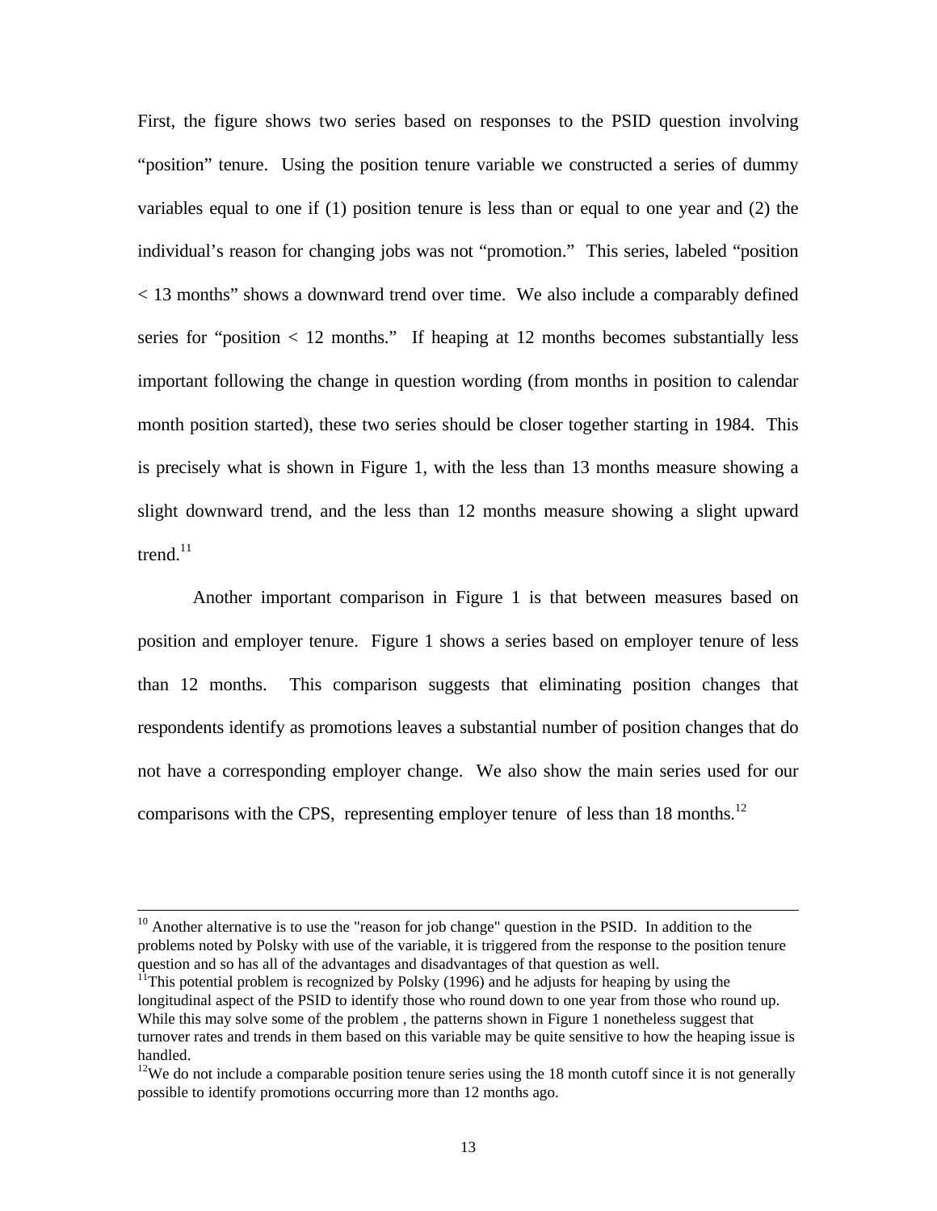First, the figure shows two series based on responses to the PSID question involving "position" tenure. Using the position tenure variable we constructed a series of dummy variables equal to one if (1) position tenure is less than or equal to one year and (2) the individual's reason for changing jobs was not "promotion." This series, labeled "position < 13 months" shows a downward trend over time. We also include a comparably defined series for "position < 12 months." If heaping at 12 months becomes substantially less important following the change in question wording (from months in position to calendar month position started), these two series should be closer together starting in 1984. This is precisely what is shown in Figure 1, with the less than 13 months measure showing a slight downward trend, and the less than 12 months measure showing a slight upward trend.[11]

Another important comparison in Figure 1 is that between measures based on position and employer tenure. Figure 1 shows a series based on employer tenure of less than 12 months. This comparison suggests that eliminating position changes that respondents identify as promotions leaves a substantial number of position changes that do not have a corresponding employer change. We also show the main series used for our comparisons with the CPS, representing employer tenure of less than 18 months.[12]

---

[10] Another alternative is to use the "reason for job change" question in the PSID. In addition to the problems noted by Polsky with use of the variable, it is triggered from the response to the position tenure question and so has all of the advantages and disadvantages of that question as well.

[11] This potential problem is recognized by Polsky (1996) and he adjusts for heaping by using the longitudinal aspect of the PSID to identify those who round down to one year from those who round up. While this may solve some of the problem , the patterns shown in Figure 1 nonetheless suggest that turnover rates and trends in them based on this variable may be quite sensitive to how the heaping issue is handled.

[12] We do not include a comparable position tenure series using the 18 month cutoff since it is not generally possible to identify promotions occurring more than 12 months ago.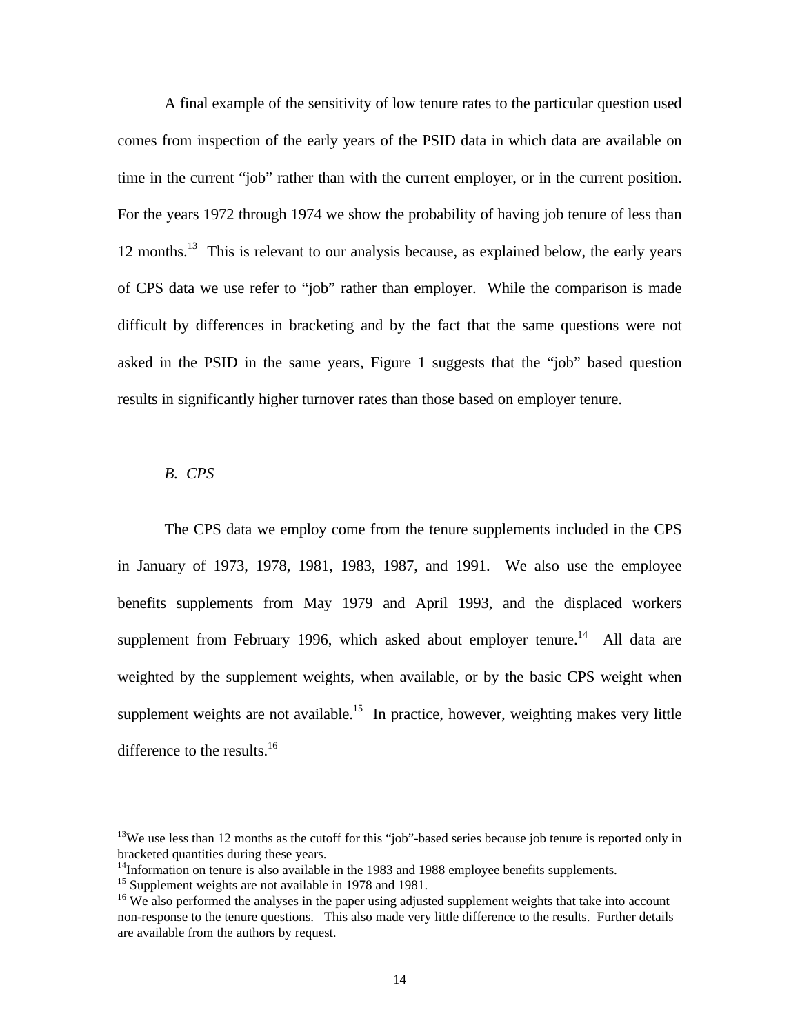A final example of the sensitivity of low tenure rates to the particular question used comes from inspection of the early years of the PSID data in which data are available on time in the current "job" rather than with the current employer, or in the current position. For the years 1972 through 1974 we show the probability of having job tenure of less than 12 months.[13] This is relevant to our analysis because, as explained below, the early years of CPS data we use refer to "job" rather than employer. While the comparison is made difficult by differences in bracketing and by the fact that the same questions were not asked in the PSID in the same years, Figure 1 suggests that the "job" based question results in significantly higher turnover rates than those based on employer tenure.

### *B. CPS*

The CPS data we employ come from the tenure supplements included in the CPS in January of 1973, 1978, 1981, 1983, 1987, and 1991. We also use the employee benefits supplements from May 1979 and April 1993, and the displaced workers supplement from February 1996, which asked about employer tenure.[14] All data are weighted by the supplement weights, when available, or by the basic CPS weight when supplement weights are not available.[15] In practice, however, weighting makes very little difference to the results.[16]

---

[13]We use less than 12 months as the cutoff for this "job"-based series because job tenure is reported only in bracketed quantities during these years.

[14]Information on tenure is also available in the 1983 and 1988 employee benefits supplements.

[15] Supplement weights are not available in 1978 and 1981.

[16] We also performed the analyses in the paper using adjusted supplement weights that take into account non-response to the tenure questions. This also made very little difference to the results. Further details are available from the authors by request.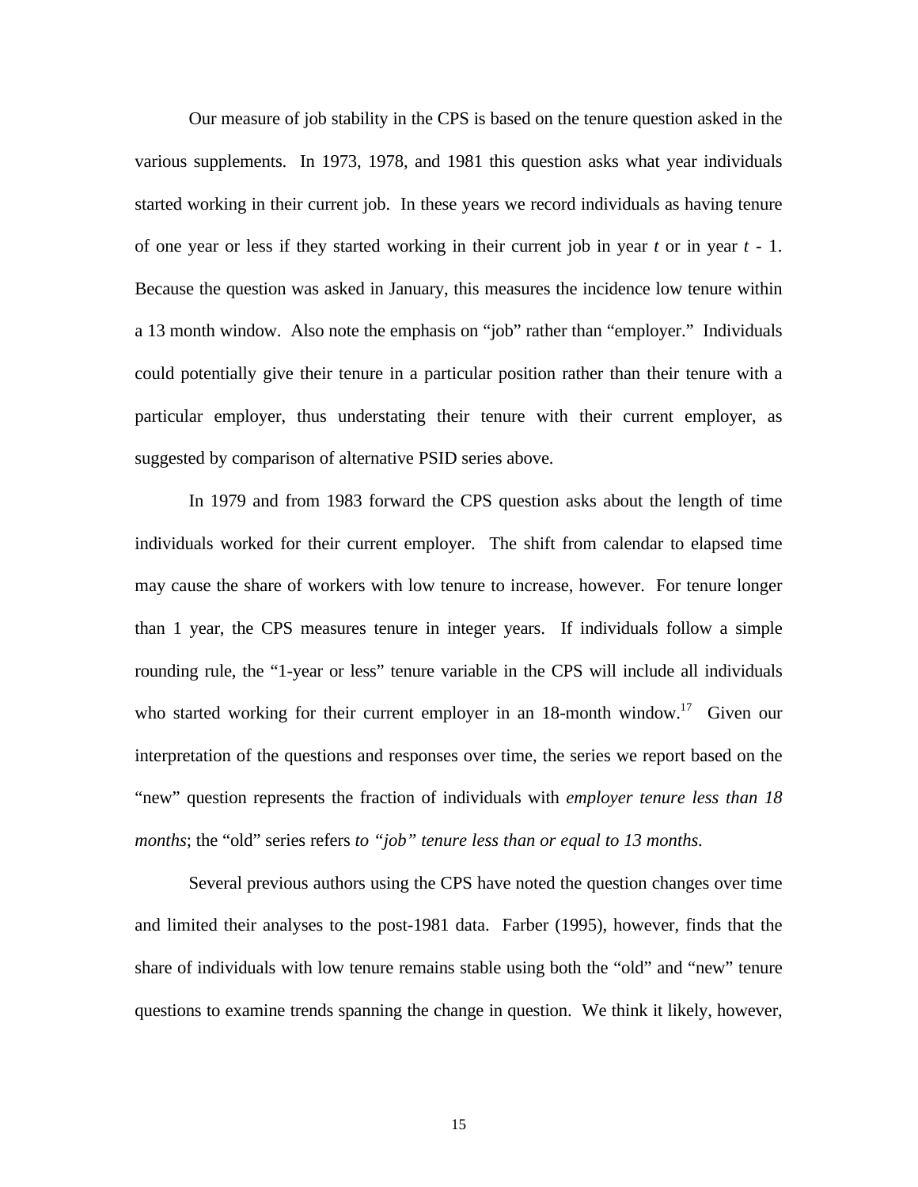Our measure of job stability in the CPS is based on the tenure question asked in the various supplements. In 1973, 1978, and 1981 this question asks what year individuals started working in their current job. In these years we record individuals as having tenure of one year or less if they started working in their current job in year *t* or in year *t* - 1. Because the question was asked in January, this measures the incidence low tenure within a 13 month window. Also note the emphasis on "job" rather than "employer." Individuals could potentially give their tenure in a particular position rather than their tenure with a particular employer, thus understating their tenure with their current employer, as suggested by comparison of alternative PSID series above.

In 1979 and from 1983 forward the CPS question asks about the length of time individuals worked for their current employer. The shift from calendar to elapsed time may cause the share of workers with low tenure to increase, however. For tenure longer than 1 year, the CPS measures tenure in integer years. If individuals follow a simple rounding rule, the "1-year or less" tenure variable in the CPS will include all individuals who started working for their current employer in an 18-month window.[17] Given our interpretation of the questions and responses over time, the series we report based on the "new" question represents the fraction of individuals with *employer tenure less than 18 months*; the "old" series refers *to "job" tenure less than or equal to 13 months*.

Several previous authors using the CPS have noted the question changes over time and limited their analyses to the post-1981 data. Farber (1995), however, finds that the share of individuals with low tenure remains stable using both the "old" and "new" tenure questions to examine trends spanning the change in question. We think it likely, however,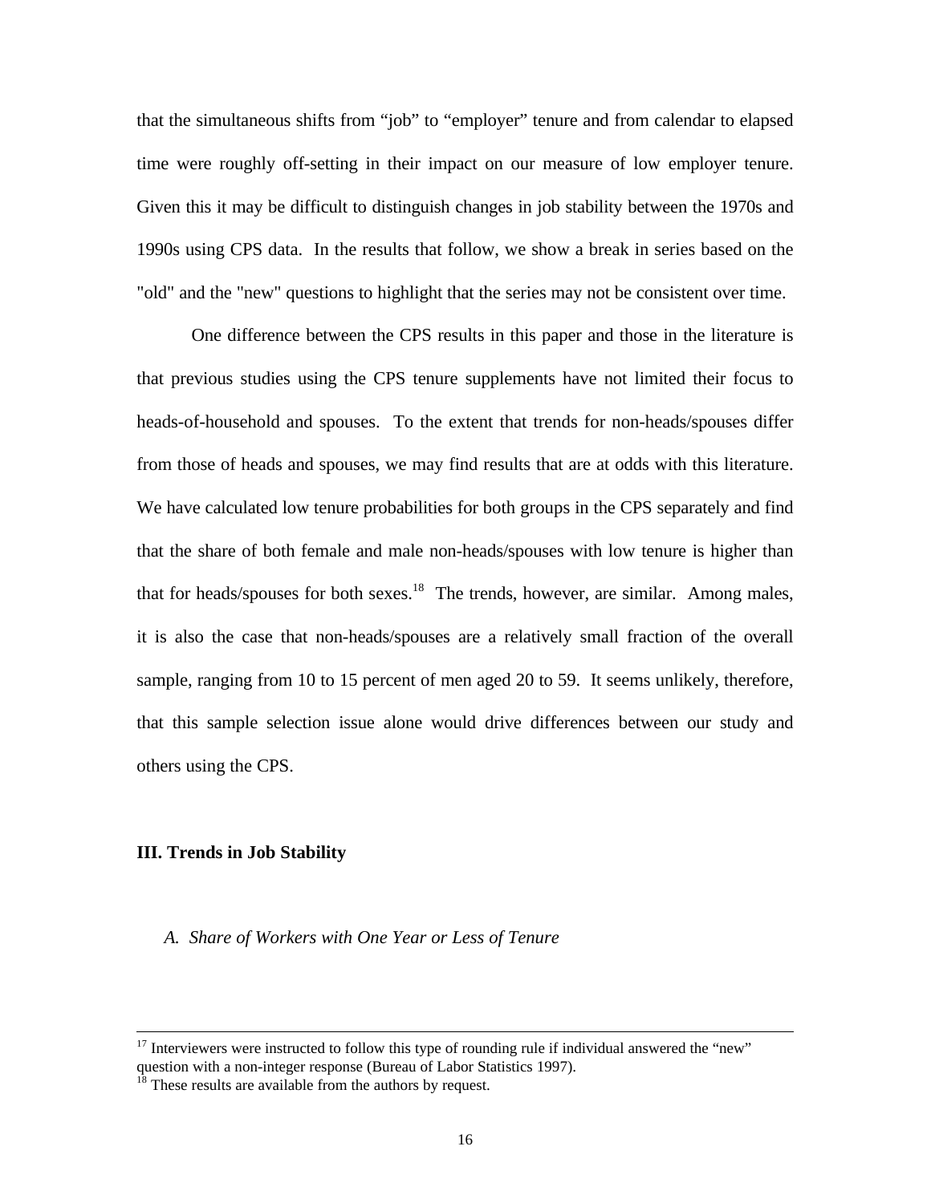that the simultaneous shifts from "job" to "employer" tenure and from calendar to elapsed time were roughly off-setting in their impact on our measure of low employer tenure. Given this it may be difficult to distinguish changes in job stability between the 1970s and 1990s using CPS data. In the results that follow, we show a break in series based on the "old" and the "new" questions to highlight that the series may not be consistent over time.

One difference between the CPS results in this paper and those in the literature is that previous studies using the CPS tenure supplements have not limited their focus to heads-of-household and spouses. To the extent that trends for non-heads/spouses differ from those of heads and spouses, we may find results that are at odds with this literature. We have calculated low tenure probabilities for both groups in the CPS separately and find that the share of both female and male non-heads/spouses with low tenure is higher than that for heads/spouses for both sexes.[18] The trends, however, are similar. Among males, it is also the case that non-heads/spouses are a relatively small fraction of the overall sample, ranging from 10 to 15 percent of men aged 20 to 59. It seems unlikely, therefore, that this sample selection issue alone would drive differences between our study and others using the CPS.

## III. Trends in Job Stability

### *A. Share of Workers with One Year or Less of Tenure*

---

[17] Interviewers were instructed to follow this type of rounding rule if individual answered the "new" question with a non-integer response (Bureau of Labor Statistics 1997).

[18] These results are available from the authors by request.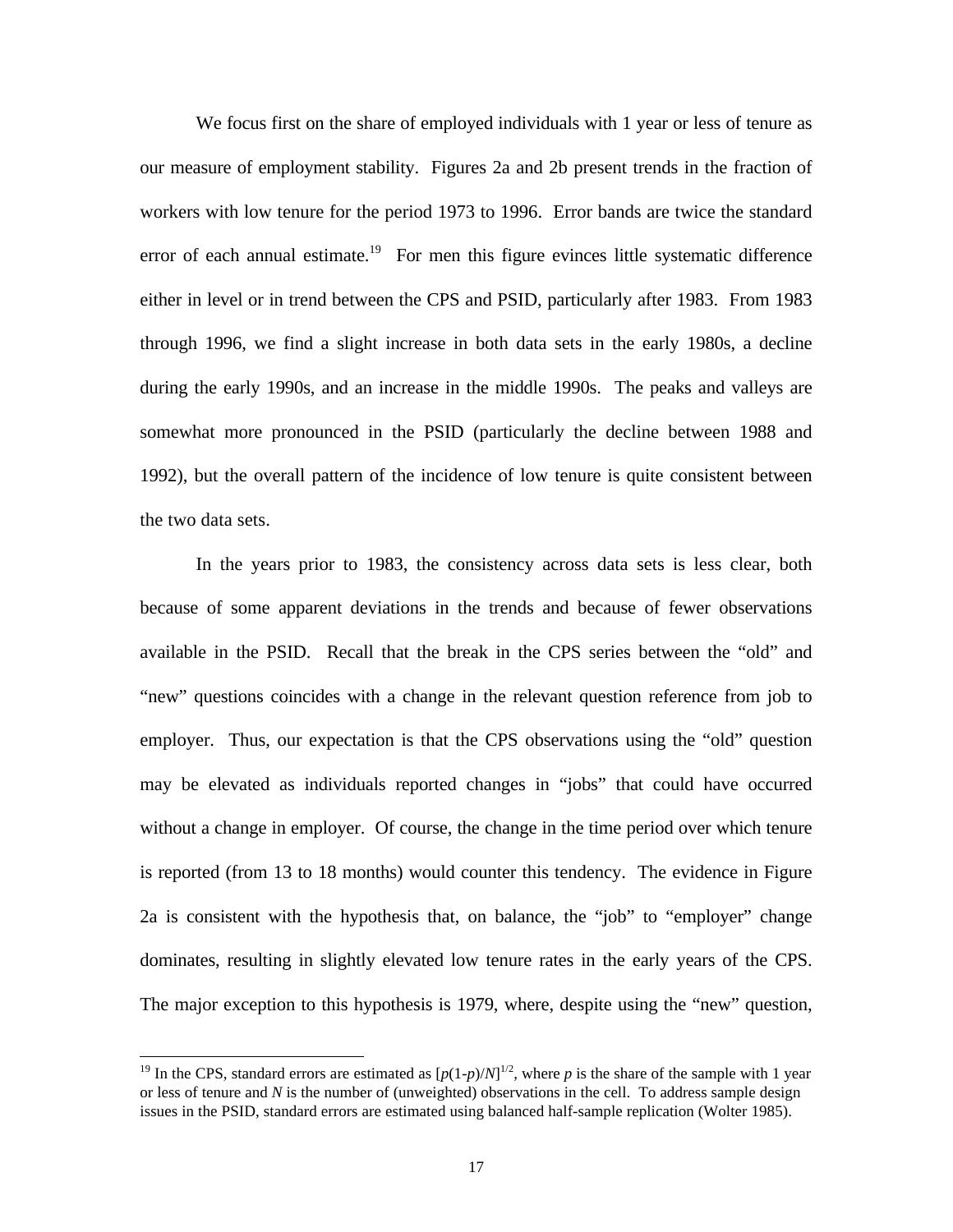We focus first on the share of employed individuals with 1 year or less of tenure as our measure of employment stability. Figures 2a and 2b present trends in the fraction of workers with low tenure for the period 1973 to 1996. Error bands are twice the standard error of each annual estimate.[19] For men this figure evinces little systematic difference either in level or in trend between the CPS and PSID, particularly after 1983. From 1983 through 1996, we find a slight increase in both data sets in the early 1980s, a decline during the early 1990s, and an increase in the middle 1990s. The peaks and valleys are somewhat more pronounced in the PSID (particularly the decline between 1988 and 1992), but the overall pattern of the incidence of low tenure is quite consistent between the two data sets.

In the years prior to 1983, the consistency across data sets is less clear, both because of some apparent deviations in the trends and because of fewer observations available in the PSID. Recall that the break in the CPS series between the "old" and "new" questions coincides with a change in the relevant question reference from job to employer. Thus, our expectation is that the CPS observations using the "old" question may be elevated as individuals reported changes in "jobs" that could have occurred without a change in employer. Of course, the change in the time period over which tenure is reported (from 13 to 18 months) would counter this tendency. The evidence in Figure 2a is consistent with the hypothesis that, on balance, the "job" to "employer" change dominates, resulting in slightly elevated low tenure rates in the early years of the CPS. The major exception to this hypothesis is 1979, where, despite using the "new" question,

[19] In the CPS, standard errors are estimated as $[p(1\text{-}p)/N]^{1/2}$, where $p$ is the share of the sample with 1 year or less of tenure and $N$ is the number of (unweighted) observations in the cell. To address sample design issues in the PSID, standard errors are estimated using balanced half-sample replication (Wolter 1985).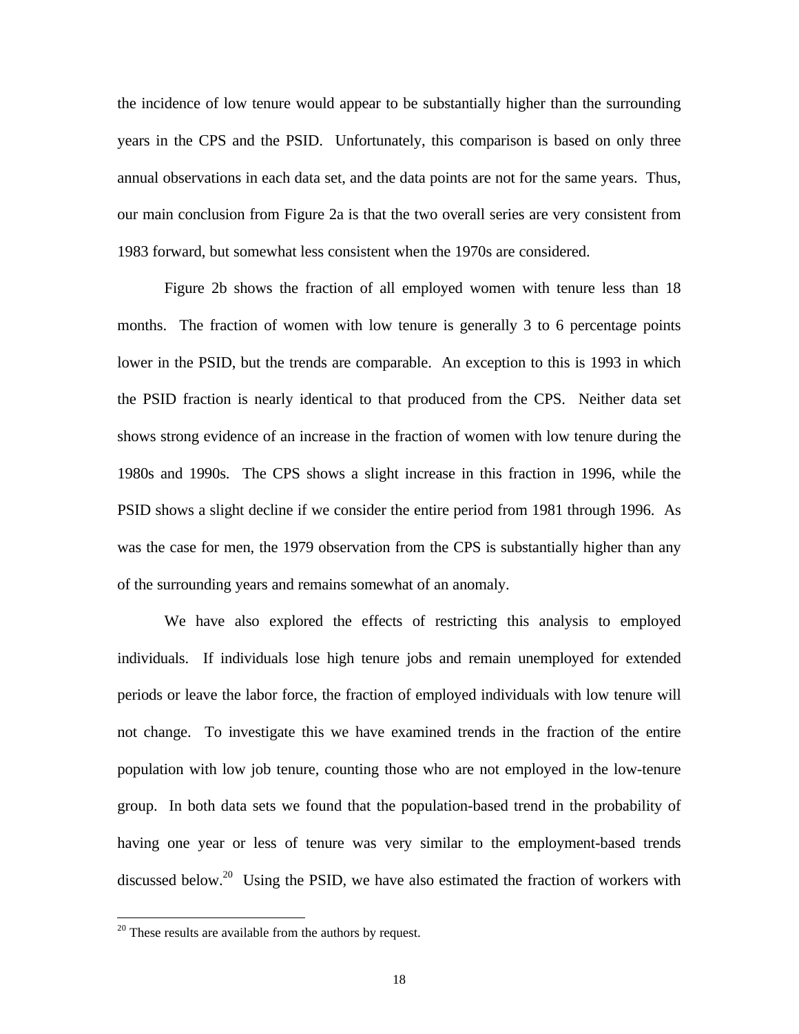the incidence of low tenure would appear to be substantially higher than the surrounding years in the CPS and the PSID. Unfortunately, this comparison is based on only three annual observations in each data set, and the data points are not for the same years. Thus, our main conclusion from Figure 2a is that the two overall series are very consistent from 1983 forward, but somewhat less consistent when the 1970s are considered.

Figure 2b shows the fraction of all employed women with tenure less than 18 months. The fraction of women with low tenure is generally 3 to 6 percentage points lower in the PSID, but the trends are comparable. An exception to this is 1993 in which the PSID fraction is nearly identical to that produced from the CPS. Neither data set shows strong evidence of an increase in the fraction of women with low tenure during the 1980s and 1990s. The CPS shows a slight increase in this fraction in 1996, while the PSID shows a slight decline if we consider the entire period from 1981 through 1996. As was the case for men, the 1979 observation from the CPS is substantially higher than any of the surrounding years and remains somewhat of an anomaly.

We have also explored the effects of restricting this analysis to employed individuals. If individuals lose high tenure jobs and remain unemployed for extended periods or leave the labor force, the fraction of employed individuals with low tenure will not change. To investigate this we have examined trends in the fraction of the entire population with low job tenure, counting those who are not employed in the low-tenure group. In both data sets we found that the population-based trend in the probability of having one year or less of tenure was very similar to the employment-based trends discussed below.[20] Using the PSID, we have also estimated the fraction of workers with

[20] These results are available from the authors by request.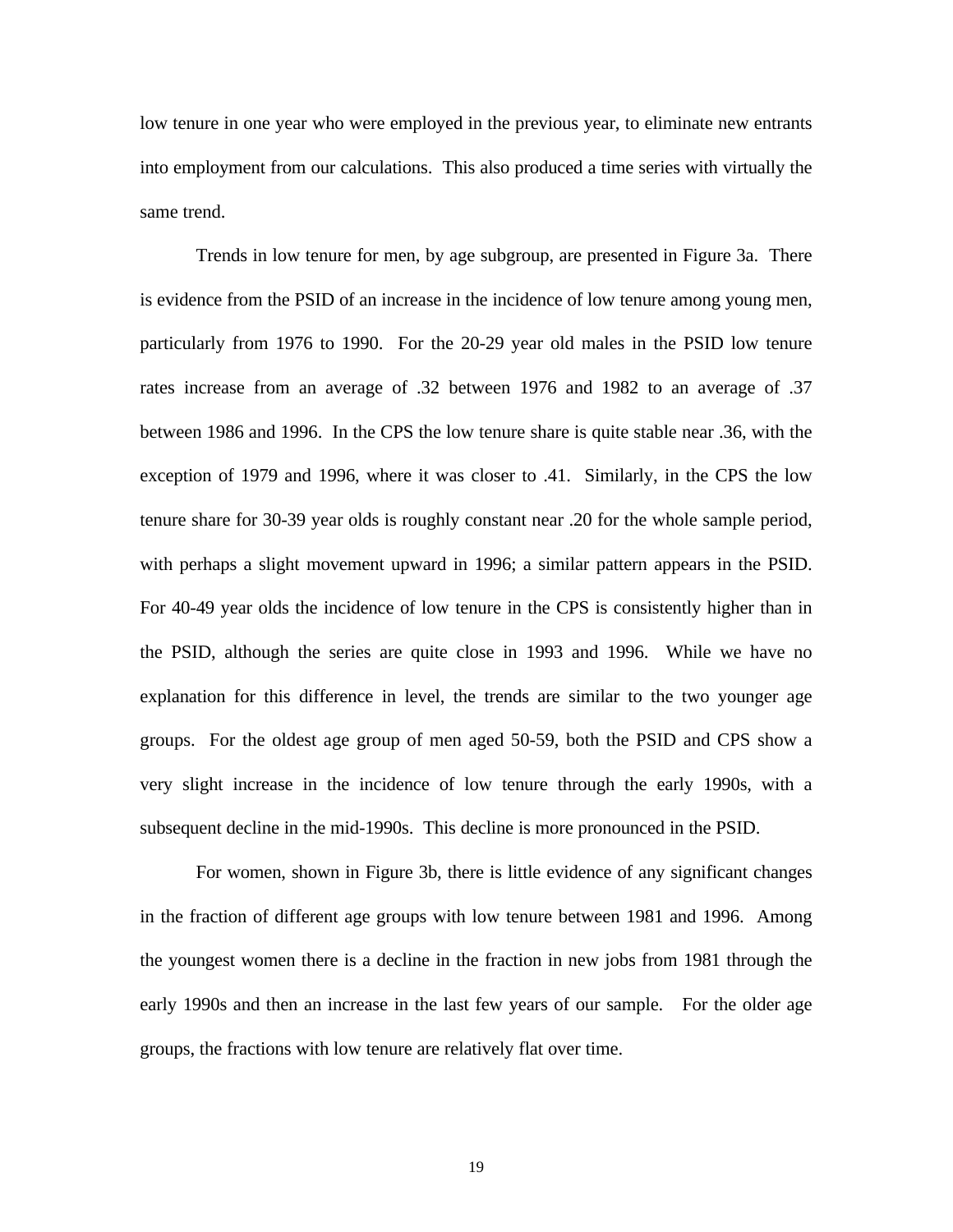low tenure in one year who were employed in the previous year, to eliminate new entrants into employment from our calculations. This also produced a time series with virtually the same trend.

Trends in low tenure for men, by age subgroup, are presented in Figure 3a. There is evidence from the PSID of an increase in the incidence of low tenure among young men, particularly from 1976 to 1990. For the 20-29 year old males in the PSID low tenure rates increase from an average of .32 between 1976 and 1982 to an average of .37 between 1986 and 1996. In the CPS the low tenure share is quite stable near .36, with the exception of 1979 and 1996, where it was closer to .41. Similarly, in the CPS the low tenure share for 30-39 year olds is roughly constant near .20 for the whole sample period, with perhaps a slight movement upward in 1996; a similar pattern appears in the PSID. For 40-49 year olds the incidence of low tenure in the CPS is consistently higher than in the PSID, although the series are quite close in 1993 and 1996. While we have no explanation for this difference in level, the trends are similar to the two younger age groups. For the oldest age group of men aged 50-59, both the PSID and CPS show a very slight increase in the incidence of low tenure through the early 1990s, with a subsequent decline in the mid-1990s. This decline is more pronounced in the PSID.

For women, shown in Figure 3b, there is little evidence of any significant changes in the fraction of different age groups with low tenure between 1981 and 1996. Among the youngest women there is a decline in the fraction in new jobs from 1981 through the early 1990s and then an increase in the last few years of our sample. For the older age groups, the fractions with low tenure are relatively flat over time.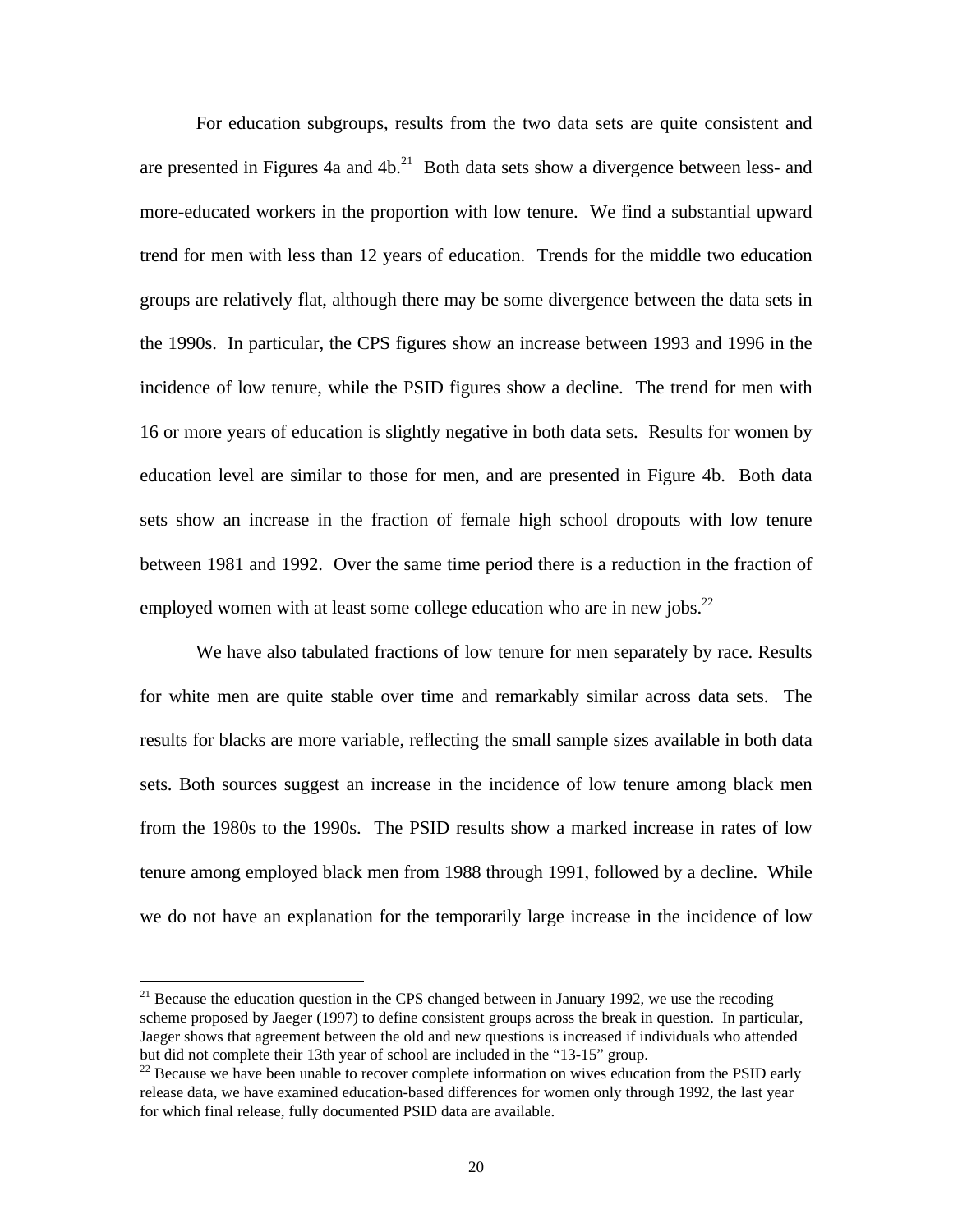For education subgroups, results from the two data sets are quite consistent and are presented in Figures 4a and 4b.[21] Both data sets show a divergence between less- and more-educated workers in the proportion with low tenure. We find a substantial upward trend for men with less than 12 years of education. Trends for the middle two education groups are relatively flat, although there may be some divergence between the data sets in the 1990s. In particular, the CPS figures show an increase between 1993 and 1996 in the incidence of low tenure, while the PSID figures show a decline. The trend for men with 16 or more years of education is slightly negative in both data sets. Results for women by education level are similar to those for men, and are presented in Figure 4b. Both data sets show an increase in the fraction of female high school dropouts with low tenure between 1981 and 1992. Over the same time period there is a reduction in the fraction of employed women with at least some college education who are in new jobs.[22]

We have also tabulated fractions of low tenure for men separately by race. Results for white men are quite stable over time and remarkably similar across data sets. The results for blacks are more variable, reflecting the small sample sizes available in both data sets. Both sources suggest an increase in the incidence of low tenure among black men from the 1980s to the 1990s. The PSID results show a marked increase in rates of low tenure among employed black men from 1988 through 1991, followed by a decline. While we do not have an explanation for the temporarily large increase in the incidence of low

[21] Because the education question in the CPS changed between in January 1992, we use the recoding scheme proposed by Jaeger (1997) to define consistent groups across the break in question. In particular, Jaeger shows that agreement between the old and new questions is increased if individuals who attended but did not complete their 13th year of school are included in the "13-15" group.

[22] Because we have been unable to recover complete information on wives education from the PSID early release data, we have examined education-based differences for women only through 1992, the last year for which final release, fully documented PSID data are available.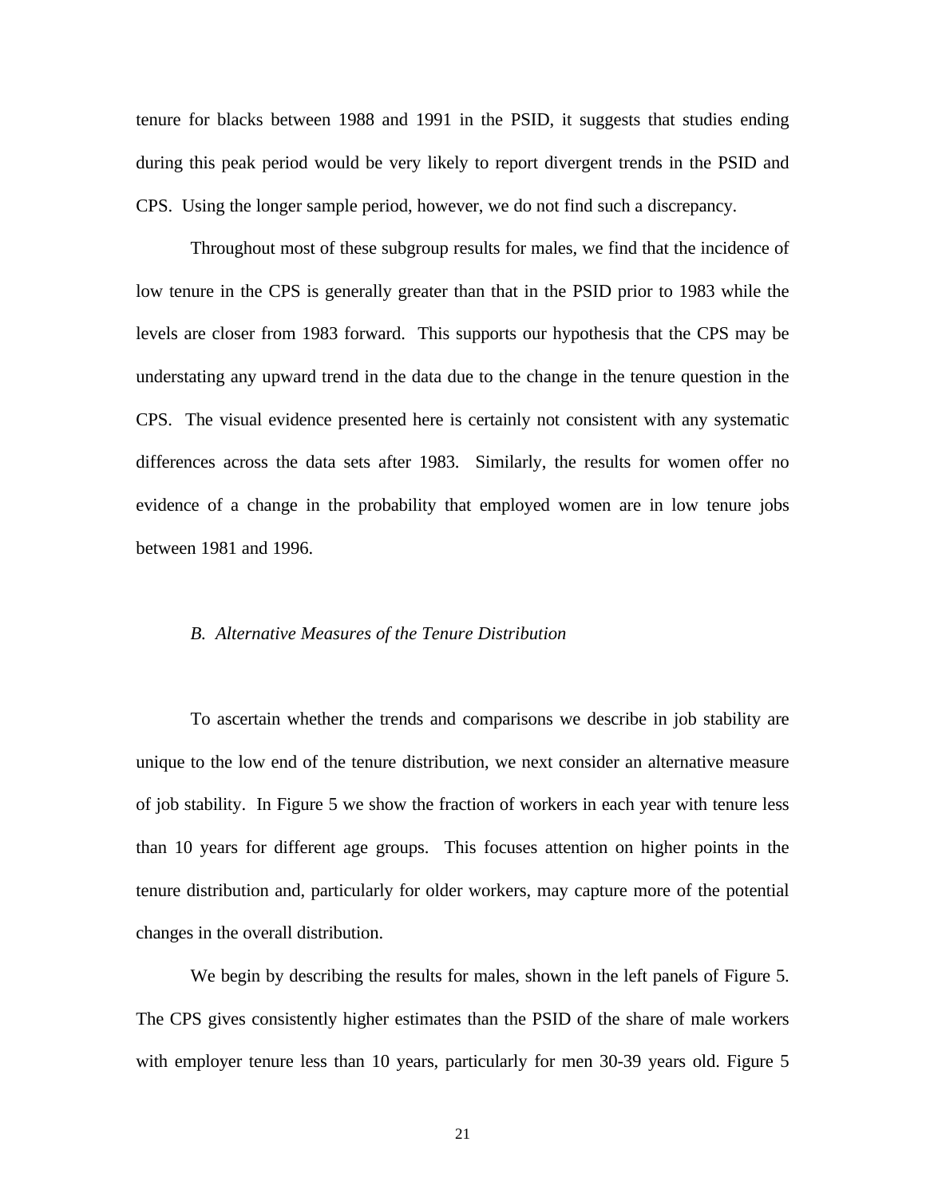tenure for blacks between 1988 and 1991 in the PSID, it suggests that studies ending during this peak period would be very likely to report divergent trends in the PSID and CPS. Using the longer sample period, however, we do not find such a discrepancy.

Throughout most of these subgroup results for males, we find that the incidence of low tenure in the CPS is generally greater than that in the PSID prior to 1983 while the levels are closer from 1983 forward. This supports our hypothesis that the CPS may be understating any upward trend in the data due to the change in the tenure question in the CPS. The visual evidence presented here is certainly not consistent with any systematic differences across the data sets after 1983. Similarly, the results for women offer no evidence of a change in the probability that employed women are in low tenure jobs between 1981 and 1996.

### *B. Alternative Measures of the Tenure Distribution*

To ascertain whether the trends and comparisons we describe in job stability are unique to the low end of the tenure distribution, we next consider an alternative measure of job stability. In Figure 5 we show the fraction of workers in each year with tenure less than 10 years for different age groups. This focuses attention on higher points in the tenure distribution and, particularly for older workers, may capture more of the potential changes in the overall distribution.

We begin by describing the results for males, shown in the left panels of Figure 5. The CPS gives consistently higher estimates than the PSID of the share of male workers with employer tenure less than 10 years, particularly for men 30-39 years old. Figure 5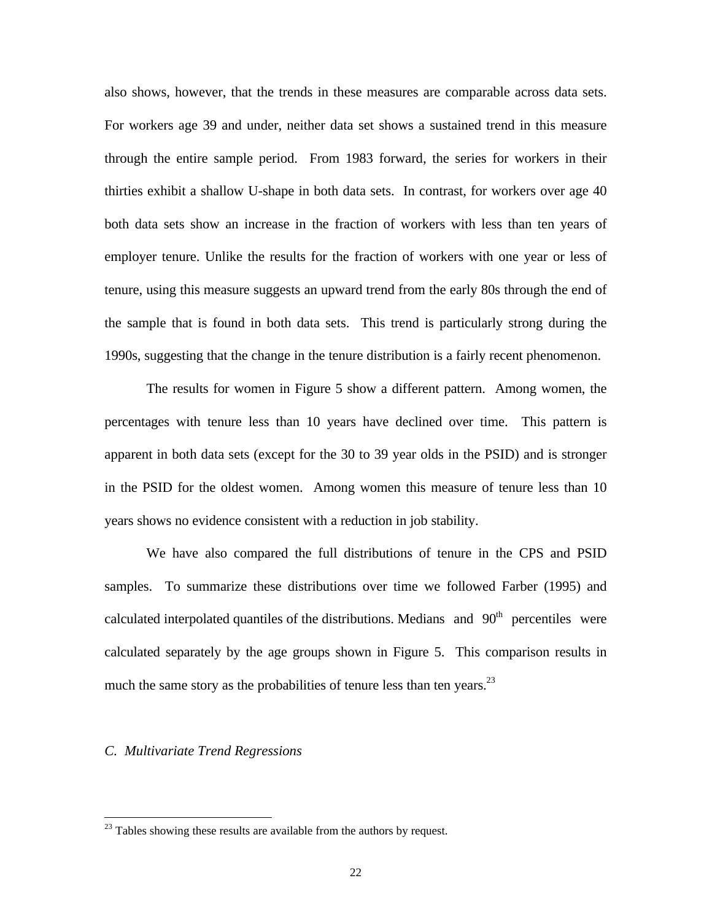also shows, however, that the trends in these measures are comparable across data sets. For workers age 39 and under, neither data set shows a sustained trend in this measure through the entire sample period. From 1983 forward, the series for workers in their thirties exhibit a shallow U-shape in both data sets. In contrast, for workers over age 40 both data sets show an increase in the fraction of workers with less than ten years of employer tenure. Unlike the results for the fraction of workers with one year or less of tenure, using this measure suggests an upward trend from the early 80s through the end of the sample that is found in both data sets. This trend is particularly strong during the 1990s, suggesting that the change in the tenure distribution is a fairly recent phenomenon.

The results for women in Figure 5 show a different pattern. Among women, the percentages with tenure less than 10 years have declined over time. This pattern is apparent in both data sets (except for the 30 to 39 year olds in the PSID) and is stronger in the PSID for the oldest women. Among women this measure of tenure less than 10 years shows no evidence consistent with a reduction in job stability.

We have also compared the full distributions of tenure in the CPS and PSID samples. To summarize these distributions over time we followed Farber (1995) and calculated interpolated quantiles of the distributions. Medians and 90$^{th}$ percentiles were calculated separately by the age groups shown in Figure 5. This comparison results in much the same story as the probabilities of tenure less than ten years.[23]

### *C. Multivariate Trend Regressions*

[23] Tables showing these results are available from the authors by request.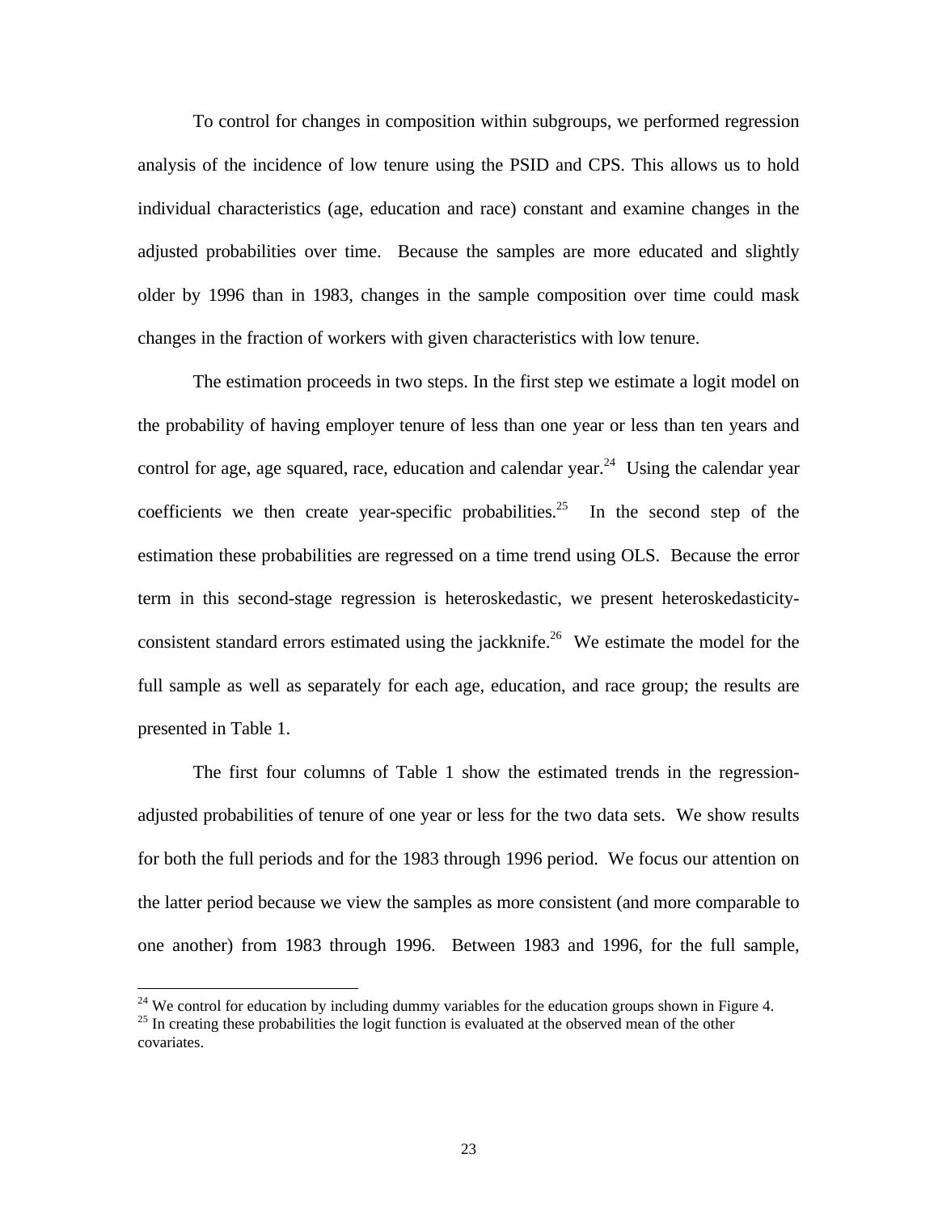To control for changes in composition within subgroups, we performed regression analysis of the incidence of low tenure using the PSID and CPS. This allows us to hold individual characteristics (age, education and race) constant and examine changes in the adjusted probabilities over time. Because the samples are more educated and slightly older by 1996 than in 1983, changes in the sample composition over time could mask changes in the fraction of workers with given characteristics with low tenure.

The estimation proceeds in two steps. In the first step we estimate a logit model on the probability of having employer tenure of less than one year or less than ten years and control for age, age squared, race, education and calendar year.[24] Using the calendar year coefficients we then create year-specific probabilities.[25] In the second step of the estimation these probabilities are regressed on a time trend using OLS. Because the error term in this second-stage regression is heteroskedastic, we present heteroskedasticity-consistent standard errors estimated using the jackknife.[26] We estimate the model for the full sample as well as separately for each age, education, and race group; the results are presented in Table 1.

The first four columns of Table 1 show the estimated trends in the regression-adjusted probabilities of tenure of one year or less for the two data sets. We show results for both the full periods and for the 1983 through 1996 period. We focus our attention on the latter period because we view the samples as more consistent (and more comparable to one another) from 1983 through 1996. Between 1983 and 1996, for the full sample,

---

[24] We control for education by including dummy variables for the education groups shown in Figure 4.

[25] In creating these probabilities the logit function is evaluated at the observed mean of the other covariates.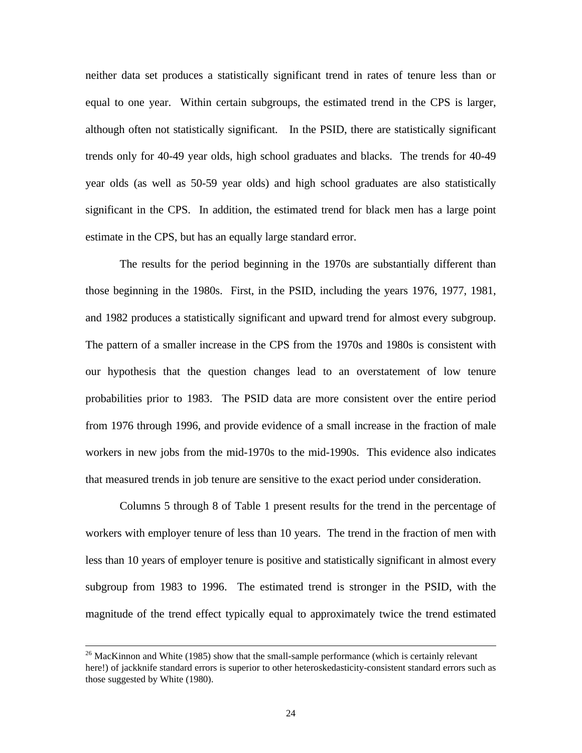neither data set produces a statistically significant trend in rates of tenure less than or equal to one year. Within certain subgroups, the estimated trend in the CPS is larger, although often not statistically significant. In the PSID, there are statistically significant trends only for 40-49 year olds, high school graduates and blacks. The trends for 40-49 year olds (as well as 50-59 year olds) and high school graduates are also statistically significant in the CPS. In addition, the estimated trend for black men has a large point estimate in the CPS, but has an equally large standard error.

The results for the period beginning in the 1970s are substantially different than those beginning in the 1980s. First, in the PSID, including the years 1976, 1977, 1981, and 1982 produces a statistically significant and upward trend for almost every subgroup. The pattern of a smaller increase in the CPS from the 1970s and 1980s is consistent with our hypothesis that the question changes lead to an overstatement of low tenure probabilities prior to 1983. The PSID data are more consistent over the entire period from 1976 through 1996, and provide evidence of a small increase in the fraction of male workers in new jobs from the mid-1970s to the mid-1990s. This evidence also indicates that measured trends in job tenure are sensitive to the exact period under consideration.

Columns 5 through 8 of Table 1 present results for the trend in the percentage of workers with employer tenure of less than 10 years. The trend in the fraction of men with less than 10 years of employer tenure is positive and statistically significant in almost every subgroup from 1983 to 1996. The estimated trend is stronger in the PSID, with the magnitude of the trend effect typically equal to approximately twice the trend estimated

[26] MacKinnon and White (1985) show that the small-sample performance (which is certainly relevant here!) of jackknife standard errors is superior to other heteroskedasticity-consistent standard errors such as those suggested by White (1980).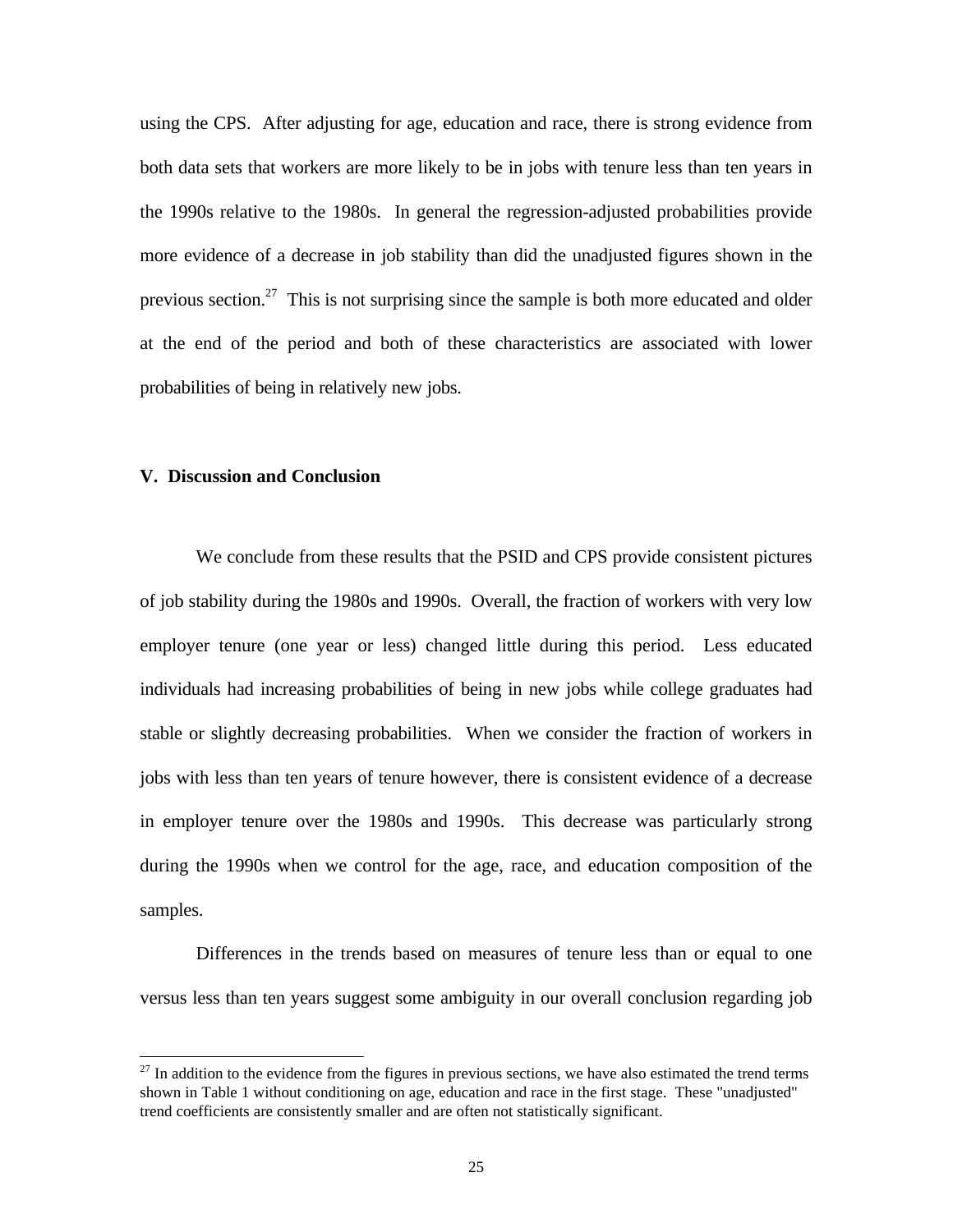using the CPS. After adjusting for age, education and race, there is strong evidence from both data sets that workers are more likely to be in jobs with tenure less than ten years in the 1990s relative to the 1980s. In general the regression-adjusted probabilities provide more evidence of a decrease in job stability than did the unadjusted figures shown in the previous section.[27] This is not surprising since the sample is both more educated and older at the end of the period and both of these characteristics are associated with lower probabilities of being in relatively new jobs.

## V. Discussion and Conclusion

We conclude from these results that the PSID and CPS provide consistent pictures of job stability during the 1980s and 1990s. Overall, the fraction of workers with very low employer tenure (one year or less) changed little during this period. Less educated individuals had increasing probabilities of being in new jobs while college graduates had stable or slightly decreasing probabilities. When we consider the fraction of workers in jobs with less than ten years of tenure however, there is consistent evidence of a decrease in employer tenure over the 1980s and 1990s. This decrease was particularly strong during the 1990s when we control for the age, race, and education composition of the samples.

Differences in the trends based on measures of tenure less than or equal to one versus less than ten years suggest some ambiguity in our overall conclusion regarding job

---

[27] In addition to the evidence from the figures in previous sections, we have also estimated the trend terms shown in Table 1 without conditioning on age, education and race in the first stage. These "unadjusted" trend coefficients are consistently smaller and are often not statistically significant.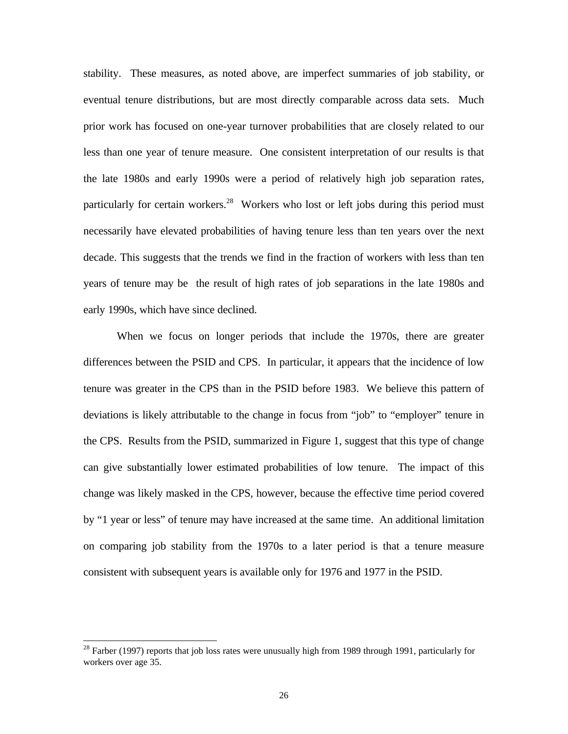stability. These measures, as noted above, are imperfect summaries of job stability, or eventual tenure distributions, but are most directly comparable across data sets. Much prior work has focused on one-year turnover probabilities that are closely related to our less than one year of tenure measure. One consistent interpretation of our results is that the late 1980s and early 1990s were a period of relatively high job separation rates, particularly for certain workers.[28] Workers who lost or left jobs during this period must necessarily have elevated probabilities of having tenure less than ten years over the next decade. This suggests that the trends we find in the fraction of workers with less than ten years of tenure may be the result of high rates of job separations in the late 1980s and early 1990s, which have since declined.

When we focus on longer periods that include the 1970s, there are greater differences between the PSID and CPS. In particular, it appears that the incidence of low tenure was greater in the CPS than in the PSID before 1983. We believe this pattern of deviations is likely attributable to the change in focus from "job" to "employer" tenure in the CPS. Results from the PSID, summarized in Figure 1, suggest that this type of change can give substantially lower estimated probabilities of low tenure. The impact of this change was likely masked in the CPS, however, because the effective time period covered by "1 year or less" of tenure may have increased at the same time. An additional limitation on comparing job stability from the 1970s to a later period is that a tenure measure consistent with subsequent years is available only for 1976 and 1977 in the PSID.

[28] Farber (1997) reports that job loss rates were unusually high from 1989 through 1991, particularly for workers over age 35.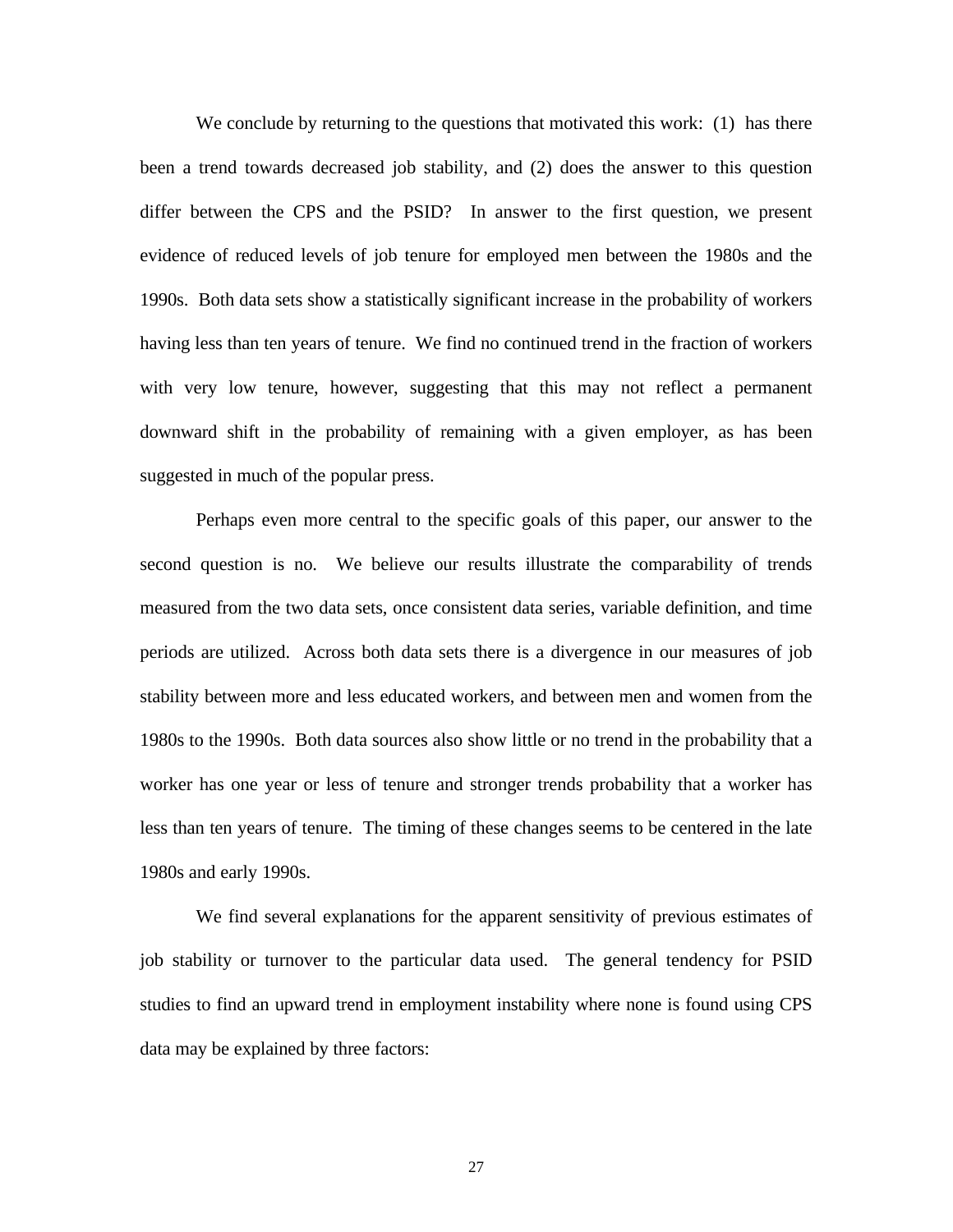We conclude by returning to the questions that motivated this work: (1) has there been a trend towards decreased job stability, and (2) does the answer to this question differ between the CPS and the PSID? In answer to the first question, we present evidence of reduced levels of job tenure for employed men between the 1980s and the 1990s. Both data sets show a statistically significant increase in the probability of workers having less than ten years of tenure. We find no continued trend in the fraction of workers with very low tenure, however, suggesting that this may not reflect a permanent downward shift in the probability of remaining with a given employer, as has been suggested in much of the popular press.

Perhaps even more central to the specific goals of this paper, our answer to the second question is no. We believe our results illustrate the comparability of trends measured from the two data sets, once consistent data series, variable definition, and time periods are utilized. Across both data sets there is a divergence in our measures of job stability between more and less educated workers, and between men and women from the 1980s to the 1990s. Both data sources also show little or no trend in the probability that a worker has one year or less of tenure and stronger trends probability that a worker has less than ten years of tenure. The timing of these changes seems to be centered in the late 1980s and early 1990s.

We find several explanations for the apparent sensitivity of previous estimates of job stability or turnover to the particular data used. The general tendency for PSID studies to find an upward trend in employment instability where none is found using CPS data may be explained by three factors: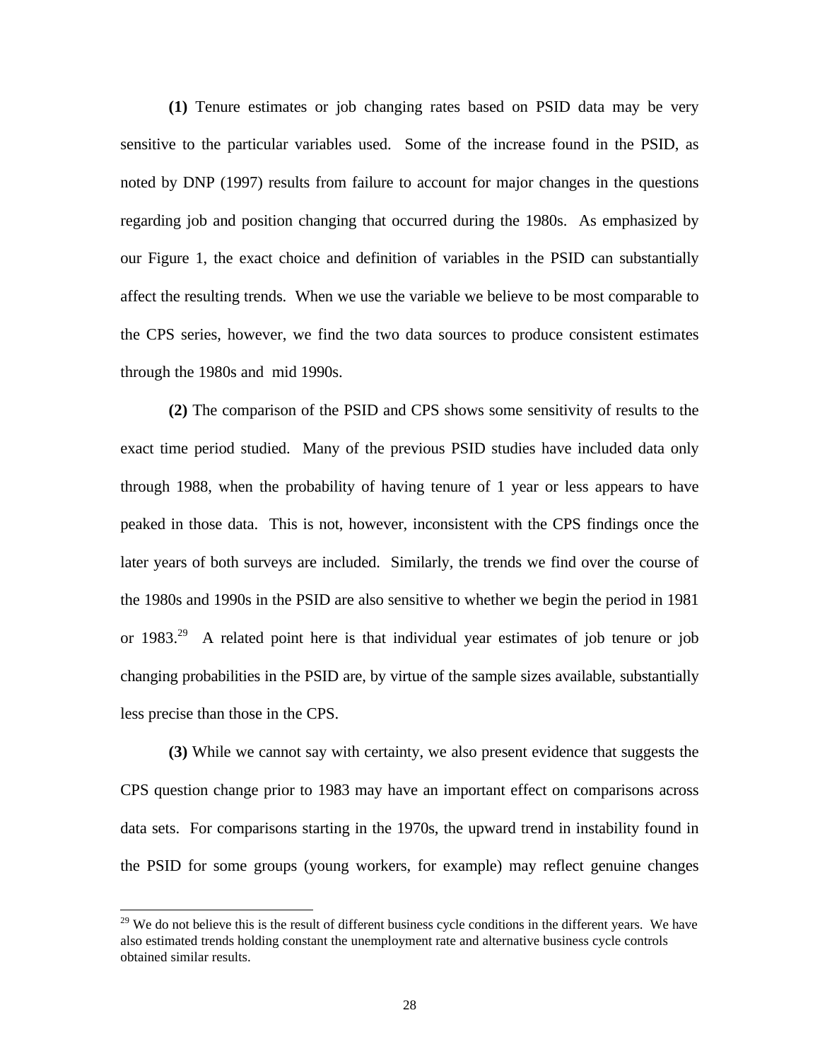**(1)** Tenure estimates or job changing rates based on PSID data may be very sensitive to the particular variables used. Some of the increase found in the PSID, as noted by DNP (1997) results from failure to account for major changes in the questions regarding job and position changing that occurred during the 1980s. As emphasized by our Figure 1, the exact choice and definition of variables in the PSID can substantially affect the resulting trends. When we use the variable we believe to be most comparable to the CPS series, however, we find the two data sources to produce consistent estimates through the 1980s and mid 1990s.

**(2)** The comparison of the PSID and CPS shows some sensitivity of results to the exact time period studied. Many of the previous PSID studies have included data only through 1988, when the probability of having tenure of 1 year or less appears to have peaked in those data. This is not, however, inconsistent with the CPS findings once the later years of both surveys are included. Similarly, the trends we find over the course of the 1980s and 1990s in the PSID are also sensitive to whether we begin the period in 1981 or 1983.[29] A related point here is that individual year estimates of job tenure or job changing probabilities in the PSID are, by virtue of the sample sizes available, substantially less precise than those in the CPS.

**(3)** While we cannot say with certainty, we also present evidence that suggests the CPS question change prior to 1983 may have an important effect on comparisons across data sets. For comparisons starting in the 1970s, the upward trend in instability found in the PSID for some groups (young workers, for example) may reflect genuine changes

[29] We do not believe this is the result of different business cycle conditions in the different years. We have also estimated trends holding constant the unemployment rate and alternative business cycle controls obtained similar results.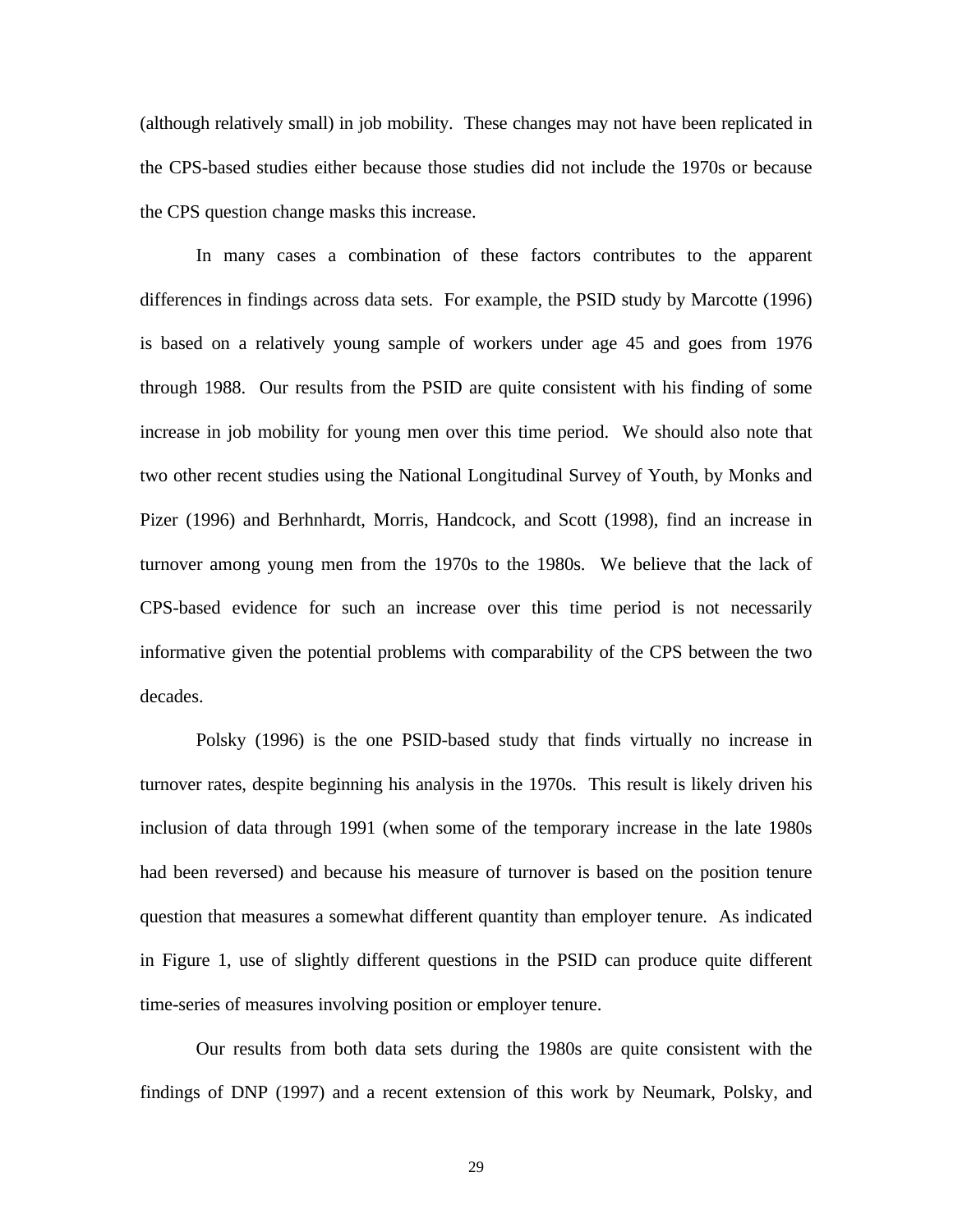(although relatively small) in job mobility. These changes may not have been replicated in the CPS-based studies either because those studies did not include the 1970s or because the CPS question change masks this increase.

In many cases a combination of these factors contributes to the apparent differences in findings across data sets. For example, the PSID study by Marcotte (1996) is based on a relatively young sample of workers under age 45 and goes from 1976 through 1988. Our results from the PSID are quite consistent with his finding of some increase in job mobility for young men over this time period. We should also note that two other recent studies using the National Longitudinal Survey of Youth, by Monks and Pizer (1996) and Berhnhardt, Morris, Handcock, and Scott (1998), find an increase in turnover among young men from the 1970s to the 1980s. We believe that the lack of CPS-based evidence for such an increase over this time period is not necessarily informative given the potential problems with comparability of the CPS between the two decades.

Polsky (1996) is the one PSID-based study that finds virtually no increase in turnover rates, despite beginning his analysis in the 1970s. This result is likely driven his inclusion of data through 1991 (when some of the temporary increase in the late 1980s had been reversed) and because his measure of turnover is based on the position tenure question that measures a somewhat different quantity than employer tenure. As indicated in Figure 1, use of slightly different questions in the PSID can produce quite different time-series of measures involving position or employer tenure.

Our results from both data sets during the 1980s are quite consistent with the findings of DNP (1997) and a recent extension of this work by Neumark, Polsky, and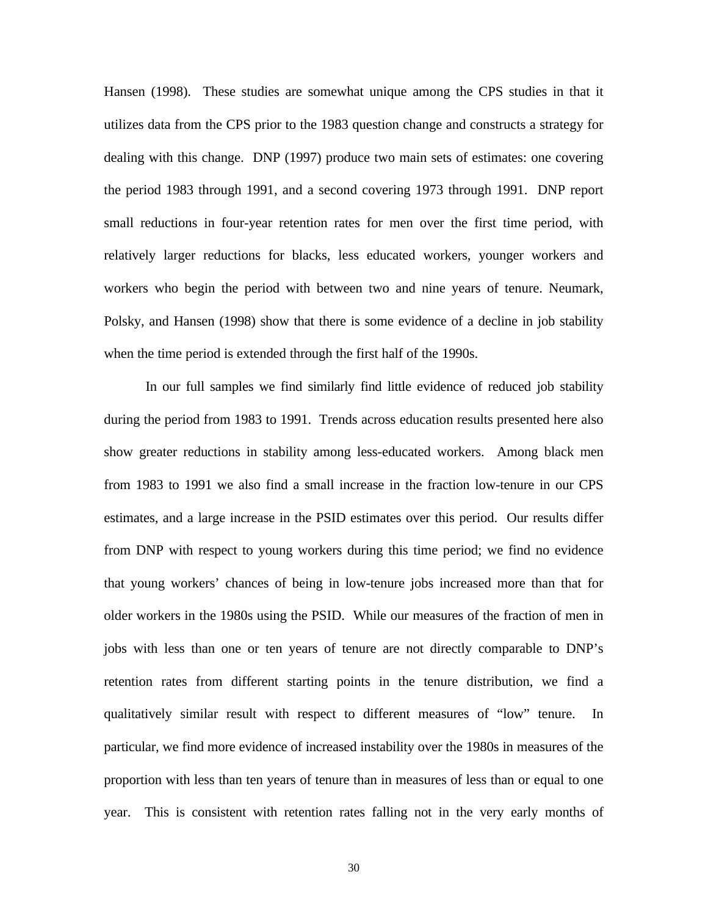Hansen (1998). These studies are somewhat unique among the CPS studies in that it utilizes data from the CPS prior to the 1983 question change and constructs a strategy for dealing with this change. DNP (1997) produce two main sets of estimates: one covering the period 1983 through 1991, and a second covering 1973 through 1991. DNP report small reductions in four-year retention rates for men over the first time period, with relatively larger reductions for blacks, less educated workers, younger workers and workers who begin the period with between two and nine years of tenure. Neumark, Polsky, and Hansen (1998) show that there is some evidence of a decline in job stability when the time period is extended through the first half of the 1990s.

In our full samples we find similarly find little evidence of reduced job stability during the period from 1983 to 1991. Trends across education results presented here also show greater reductions in stability among less-educated workers. Among black men from 1983 to 1991 we also find a small increase in the fraction low-tenure in our CPS estimates, and a large increase in the PSID estimates over this period. Our results differ from DNP with respect to young workers during this time period; we find no evidence that young workers' chances of being in low-tenure jobs increased more than that for older workers in the 1980s using the PSID. While our measures of the fraction of men in jobs with less than one or ten years of tenure are not directly comparable to DNP's retention rates from different starting points in the tenure distribution, we find a qualitatively similar result with respect to different measures of "low" tenure. In particular, we find more evidence of increased instability over the 1980s in measures of the proportion with less than ten years of tenure than in measures of less than or equal to one year. This is consistent with retention rates falling not in the very early months of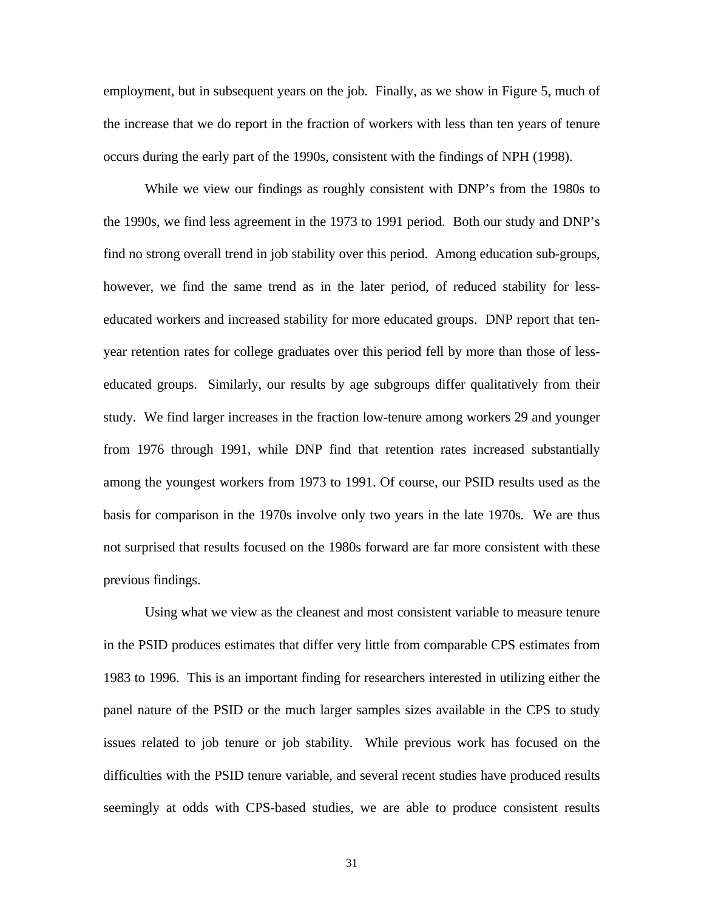employment, but in subsequent years on the job. Finally, as we show in Figure 5, much of the increase that we do report in the fraction of workers with less than ten years of tenure occurs during the early part of the 1990s, consistent with the findings of NPH (1998).

While we view our findings as roughly consistent with DNP's from the 1980s to the 1990s, we find less agreement in the 1973 to 1991 period. Both our study and DNP's find no strong overall trend in job stability over this period. Among education sub-groups, however, we find the same trend as in the later period, of reduced stability for less-educated workers and increased stability for more educated groups. DNP report that ten-year retention rates for college graduates over this period fell by more than those of less-educated groups. Similarly, our results by age subgroups differ qualitatively from their study. We find larger increases in the fraction low-tenure among workers 29 and younger from 1976 through 1991, while DNP find that retention rates increased substantially among the youngest workers from 1973 to 1991. Of course, our PSID results used as the basis for comparison in the 1970s involve only two years in the late 1970s. We are thus not surprised that results focused on the 1980s forward are far more consistent with these previous findings.

Using what we view as the cleanest and most consistent variable to measure tenure in the PSID produces estimates that differ very little from comparable CPS estimates from 1983 to 1996. This is an important finding for researchers interested in utilizing either the panel nature of the PSID or the much larger samples sizes available in the CPS to study issues related to job tenure or job stability. While previous work has focused on the difficulties with the PSID tenure variable, and several recent studies have produced results seemingly at odds with CPS-based studies, we are able to produce consistent results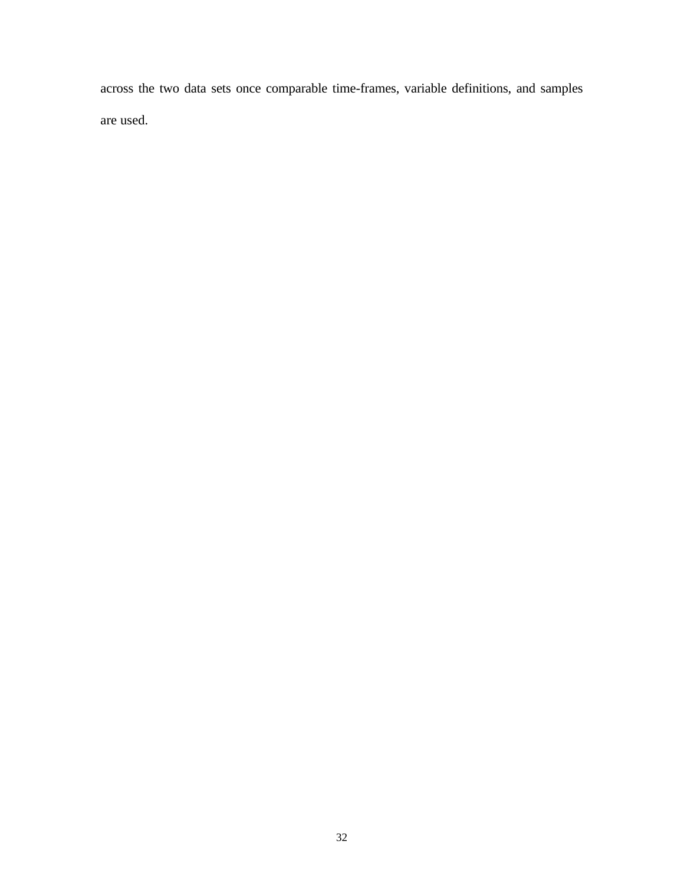across the two data sets once comparable time-frames, variable definitions, and samples are used.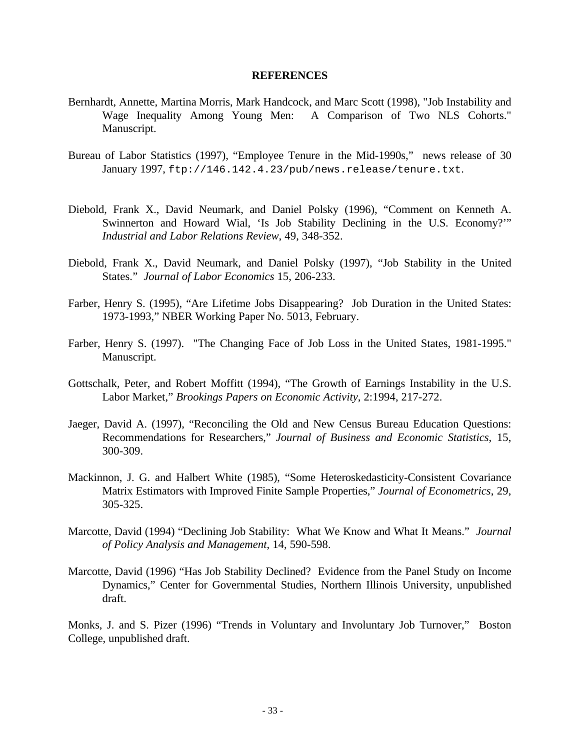## REFERENCES

Bernhardt, Annette, Martina Morris, Mark Handcock, and Marc Scott (1998), "Job Instability and Wage Inequality Among Young Men: A Comparison of Two NLS Cohorts." Manuscript.

Bureau of Labor Statistics (1997), "Employee Tenure in the Mid-1990s," news release of 30 January 1997, `ftp://146.142.4.23/pub/news.release/tenure.txt`.

Diebold, Frank X., David Neumark, and Daniel Polsky (1996), "Comment on Kenneth A. Swinnerton and Howard Wial, 'Is Job Stability Declining in the U.S. Economy?'" *Industrial and Labor Relations Review*, 49, 348-352.

Diebold, Frank X., David Neumark, and Daniel Polsky (1997), "Job Stability in the United States." *Journal of Labor Economics* 15, 206-233.

Farber, Henry S. (1995), "Are Lifetime Jobs Disappearing? Job Duration in the United States: 1973-1993," NBER Working Paper No. 5013, February.

Farber, Henry S. (1997). "The Changing Face of Job Loss in the United States, 1981-1995." Manuscript.

Gottschalk, Peter, and Robert Moffitt (1994), "The Growth of Earnings Instability in the U.S. Labor Market," *Brookings Papers on Economic Activity*, 2:1994, 217-272.

Jaeger, David A. (1997), "Reconciling the Old and New Census Bureau Education Questions: Recommendations for Researchers," *Journal of Business and Economic Statistics*, 15, 300-309.

Mackinnon, J. G. and Halbert White (1985), "Some Heteroskedasticity-Consistent Covariance Matrix Estimators with Improved Finite Sample Properties," *Journal of Econometrics*, 29, 305-325.

Marcotte, David (1994) "Declining Job Stability: What We Know and What It Means." *Journal of Policy Analysis and Management*, 14, 590-598.

Marcotte, David (1996) "Has Job Stability Declined? Evidence from the Panel Study on Income Dynamics," Center for Governmental Studies, Northern Illinois University, unpublished draft.

Monks, J. and S. Pizer (1996) "Trends in Voluntary and Involuntary Job Turnover," Boston College, unpublished draft.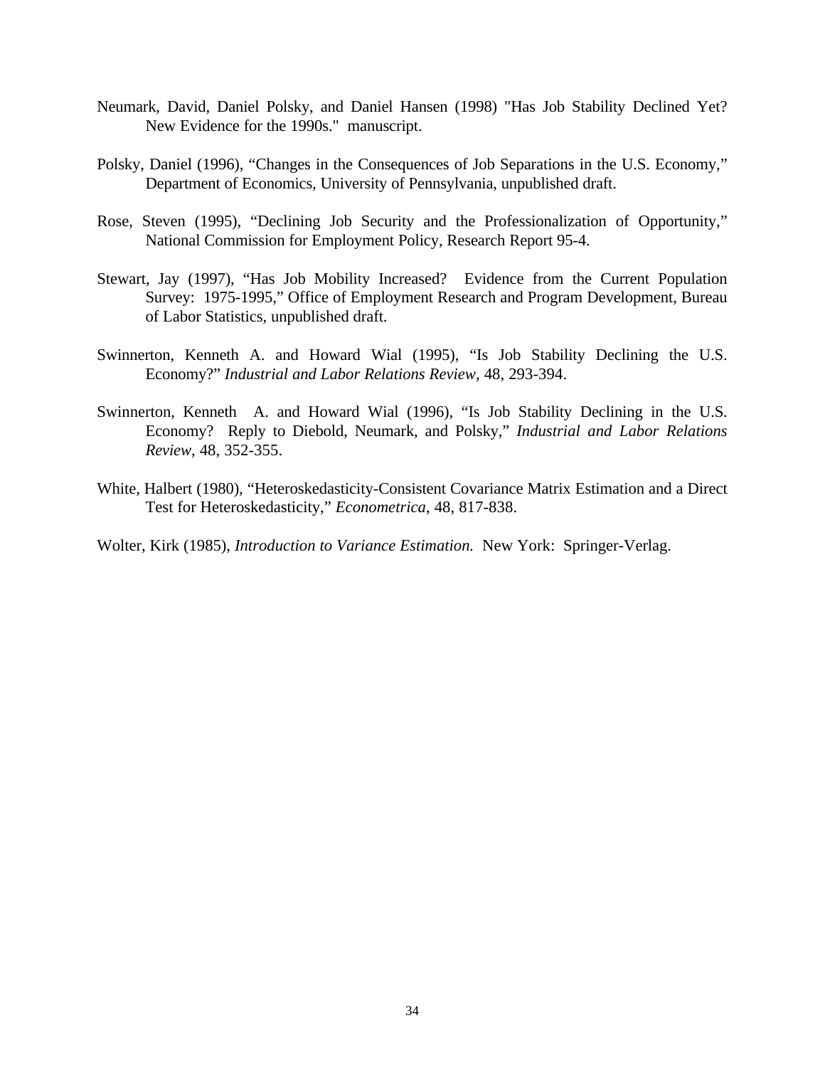Neumark, David, Daniel Polsky, and Daniel Hansen (1998) "Has Job Stability Declined Yet? New Evidence for the 1990s." manuscript.

Polsky, Daniel (1996), "Changes in the Consequences of Job Separations in the U.S. Economy," Department of Economics, University of Pennsylvania, unpublished draft.

Rose, Steven (1995), "Declining Job Security and the Professionalization of Opportunity," National Commission for Employment Policy, Research Report 95-4.

Stewart, Jay (1997), "Has Job Mobility Increased? Evidence from the Current Population Survey: 1975-1995," Office of Employment Research and Program Development, Bureau of Labor Statistics, unpublished draft.

Swinnerton, Kenneth A. and Howard Wial (1995), "Is Job Stability Declining the U.S. Economy?" *Industrial and Labor Relations Review*, 48, 293-394.

Swinnerton, Kenneth A. and Howard Wial (1996), "Is Job Stability Declining in the U.S. Economy? Reply to Diebold, Neumark, and Polsky," *Industrial and Labor Relations Review*, 48, 352-355.

White, Halbert (1980), "Heteroskedasticity-Consistent Covariance Matrix Estimation and a Direct Test for Heteroskedasticity," *Econometrica*, 48, 817-838.

Wolter, Kirk (1985), *Introduction to Variance Estimation.* New York: Springer-Verlag.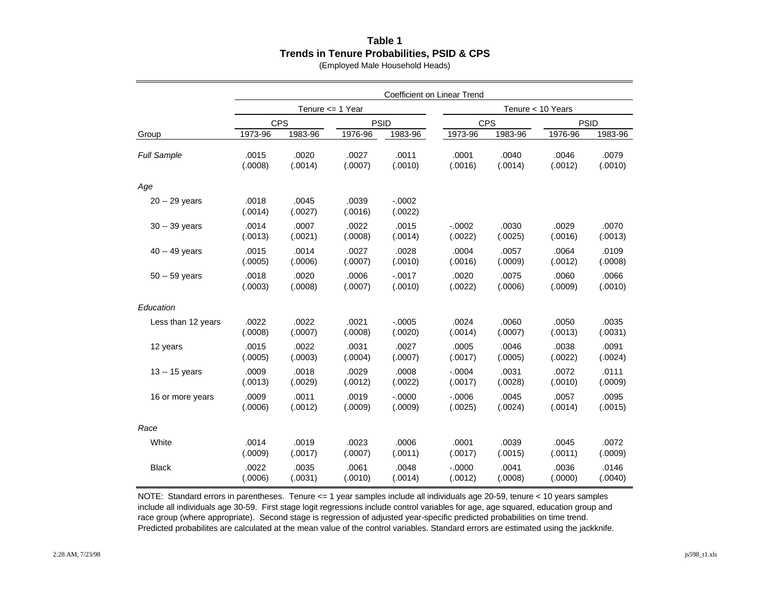# Table 1
## Trends in Tenure Probabilities, PSID & CPS
(Employed Male Household Heads)

| | Coefficient on Linear Trend | | | | | | | |
|---|---|---|---|---|---|---|---|---|
| | Tenure <= 1 Year | | | | Tenure < 10 Years | | | |
| | CPS | | PSID | | CPS | | PSID | |
| Group | 1973-96 | 1983-96 | 1976-96 | 1983-96 | 1973-96 | 1983-96 | 1976-96 | 1983-96 |
| *Full Sample* | .0015 | .0020 | .0027 | .0011 | .0001 | .0040 | .0046 | .0079 |
| | (.0008) | (.0014) | (.0007) | (.0010) | (.0016) | (.0014) | (.0012) | (.0010) |
| *Age* | | | | | | | | |
| 20 -- 29 years | .0018 | .0045 | .0039 | -.0002 | | | | |
| | (.0014) | (.0027) | (.0016) | (.0022) | | | | |
| 30 -- 39 years | .0014 | .0007 | .0022 | .0015 | -.0002 | .0030 | .0029 | .0070 |
| | (.0013) | (.0021) | (.0008) | (.0014) | (.0022) | (.0025) | (.0016) | (.0013) |
| 40 -- 49 years | .0015 | .0014 | .0027 | .0028 | .0004 | .0057 | .0064 | .0109 |
| | (.0005) | (.0006) | (.0007) | (.0010) | (.0016) | (.0009) | (.0012) | (.0008) |
| 50 -- 59 years | .0018 | .0020 | .0006 | -.0017 | .0020 | .0075 | .0060 | .0066 |
| | (.0003) | (.0008) | (.0007) | (.0010) | (.0022) | (.0006) | (.0009) | (.0010) |
| *Education* | | | | | | | | |
| Less than 12 years | .0022 | .0022 | .0021 | -.0005 | .0024 | .0060 | .0050 | .0035 |
| | (.0008) | (.0007) | (.0008) | (.0020) | (.0014) | (.0007) | (.0013) | (.0031) |
| 12 years | .0015 | .0022 | .0031 | .0027 | .0005 | .0046 | .0038 | .0091 |
| | (.0005) | (.0003) | (.0004) | (.0007) | (.0017) | (.0005) | (.0022) | (.0024) |
| 13 -- 15 years | .0009 | .0018 | .0029 | .0008 | -.0004 | .0031 | .0072 | .0111 |
| | (.0013) | (.0029) | (.0012) | (.0022) | (.0017) | (.0028) | (.0010) | (.0009) |
| 16 or more years | .0009 | .0011 | .0019 | -.0000 | -.0006 | .0045 | .0057 | .0095 |
| | (.0006) | (.0012) | (.0009) | (.0009) | (.0025) | (.0024) | (.0014) | (.0015) |
| *Race* | | | | | | | | |
| White | .0014 | .0019 | .0023 | .0006 | .0001 | .0039 | .0045 | .0072 |
| | (.0009) | (.0017) | (.0007) | (.0011) | (.0017) | (.0015) | (.0011) | (.0009) |
| Black | .0022 | .0035 | .0061 | .0048 | -.0000 | .0041 | .0036 | .0146 |
| | (.0006) | (.0031) | (.0010) | (.0014) | (.0012) | (.0008) | (.0000) | (.0040) |

NOTE: Standard errors in parentheses. Tenure <= 1 year samples include all individuals age 20-59, tenure < 10 years samples include all individuals age 30-59. First stage logit regressions include control variables for age, age squared, education group and race group (where appropriate). Second stage is regression of adjusted year-specific predicted probabilities on time trend. Predicted probabilites are calculated at the mean value of the control variables. Standard errors are estimated using the jackknife.

2:28 AM, 7/23/98 js598_t1.xls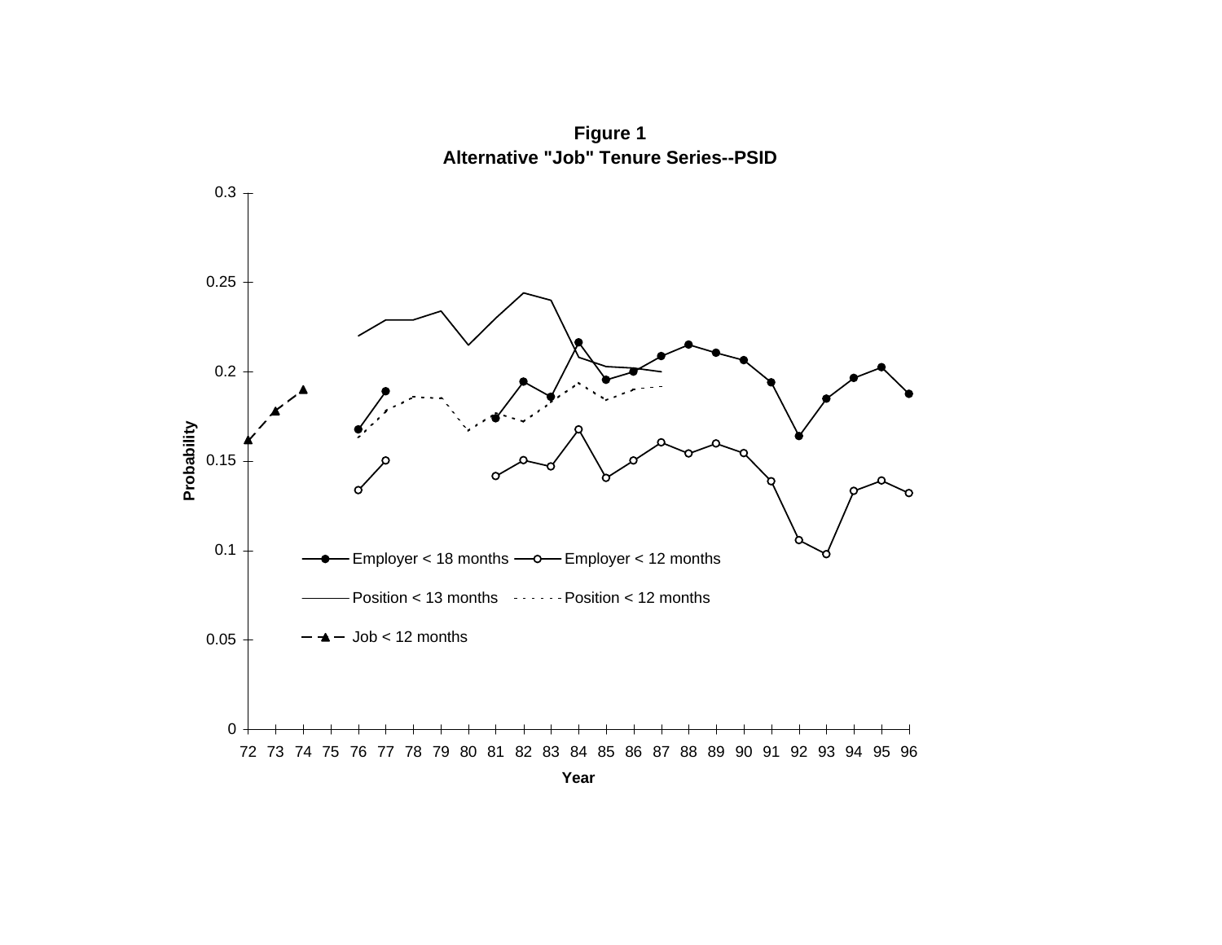**Figure 1**
**Alternative "Job" Tenure Series--PSID**

Probability

0.3
0.25
0.2
0.15
0.1
0.05
0

72 73 74 75 76 77 78 79 80 81 82 83 84 85 86 87 88 89 90 91 92 93 94 95 96

Year

Employer < 18 months
Employer < 12 months
Position < 13 months
Position < 12 months
Job < 12 months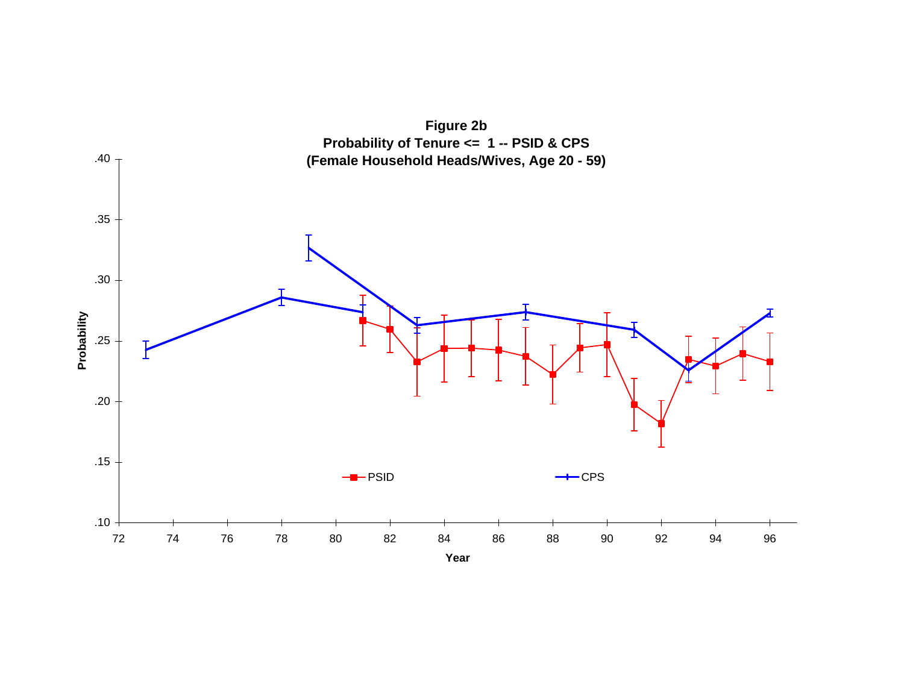**Figure 2b**
**Probability of Tenure <= 1 -- PSID & CPS**
**(Female Household Heads/Wives, Age 20 - 59)**

Probability

.40
.35
.30
.25
.20
.15
.10

72 74 76 78 80 82 84 86 88 90 92 94 96

Year

PSID
CPS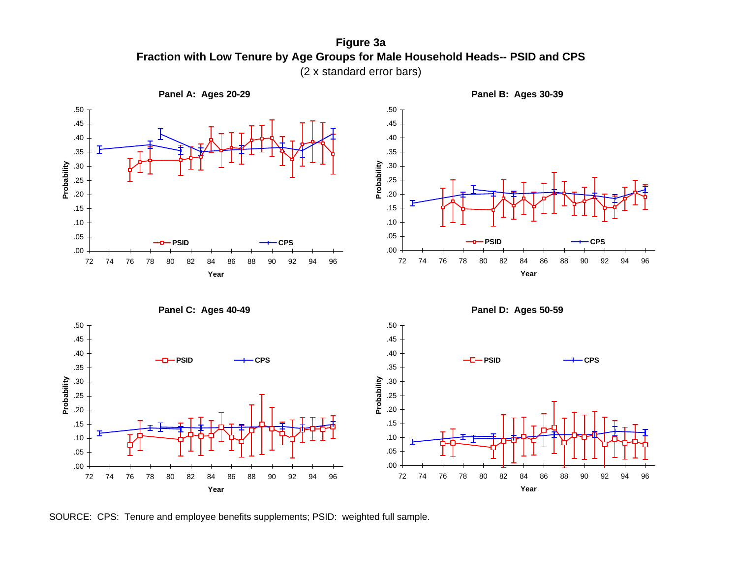**Figure 3a**

**Fraction with Low Tenure by Age Groups for Male Household Heads-- PSID and CPS**

(2 x standard error bars)

**Panel A: Ages 20-29**

Probability

.50
.45
.40
.35
.30
.25
.20
.15
.10
.05
.00

72 74 76 78 80 82 84 86 88 90 92 94 96

Year

PSID CPS

**Panel B: Ages 30-39**

Probability

.50
.45
.40
.35
.30
.25
.20
.15
.10
.05
.00

72 74 76 78 80 82 84 86 88 90 92 94 96

Year

PSID CPS

**Panel C: Ages 40-49**

Probability

.50
.45
.40
.35
.30
.25
.20
.15
.10
.05
.00

72 74 76 78 80 82 84 86 88 90 92 94 96

Year

PSID CPS

**Panel D: Ages 50-59**

Probability

.50
.45
.40
.35
.30
.25
.20
.15
.10
.05
.00

72 74 76 78 80 82 84 86 88 90 92 94 96

Year

PSID CPS

SOURCE: CPS: Tenure and employee benefits supplements; PSID: weighted full sample.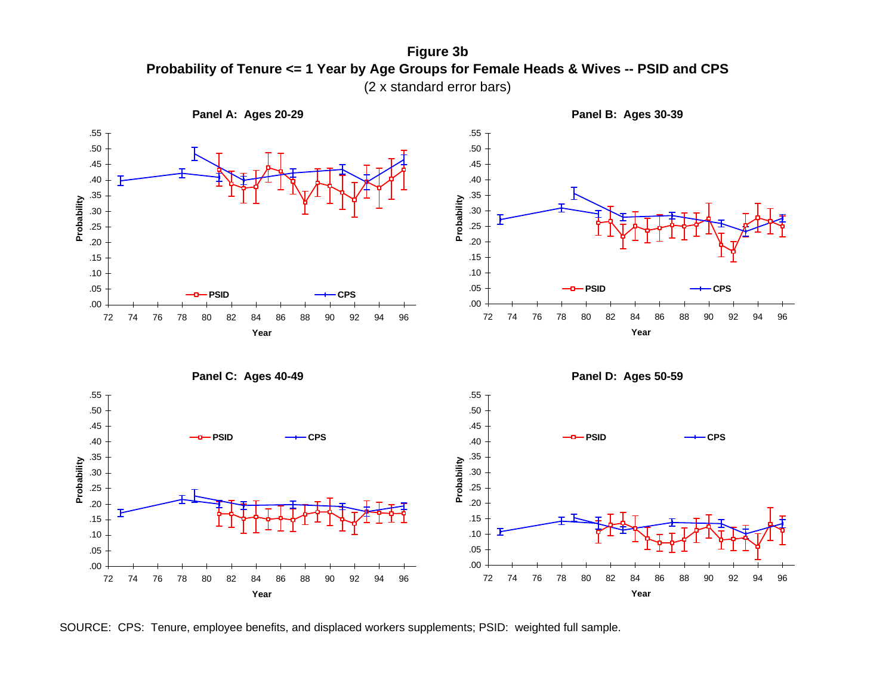**Figure 3b**

**Probability of Tenure <= 1 Year by Age Groups for Female Heads & Wives -- PSID and CPS**

(2 x standard error bars)

**Panel A: Ages 20-29**

**Panel B: Ages 30-39**

**Panel C: Ages 40-49**

**Panel D: Ages 50-59**

SOURCE: CPS: Tenure, employee benefits, and displaced workers supplements; PSID: weighted full sample.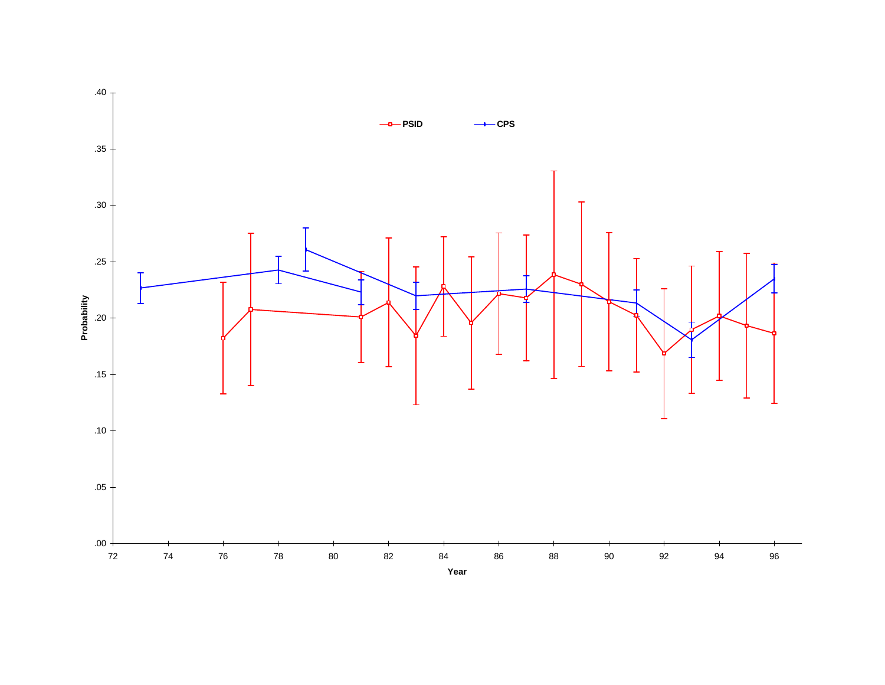.40
.35
.30
.25
.20
.15
.10
.05
.00

Probability

PSID
CPS

72 74 76 78 80 82 84 86 88 90 92 94 96

Year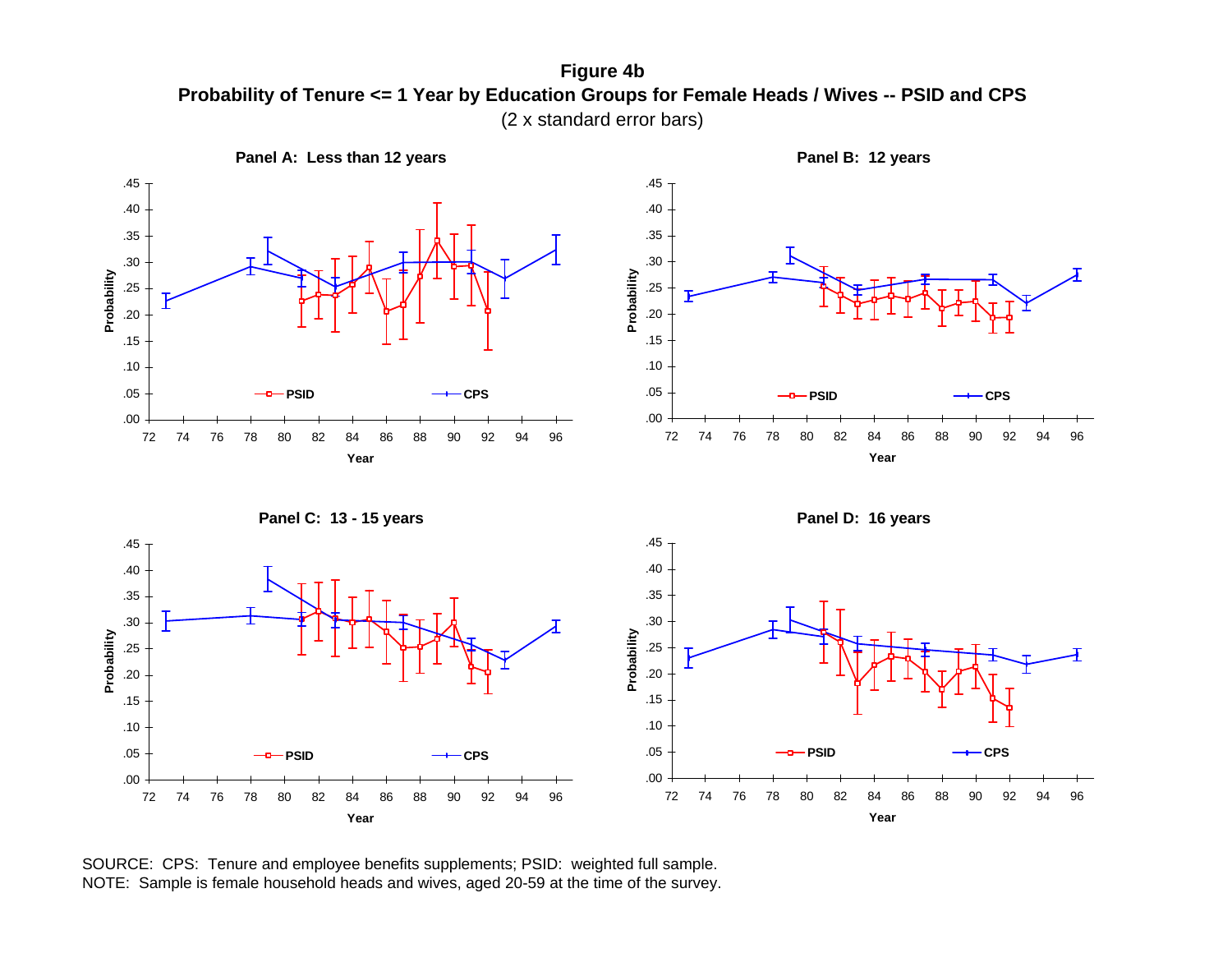**Figure 4b**

**Probability of Tenure <= 1 Year by Education Groups for Female Heads / Wives -- PSID and CPS**

(2 x standard error bars)

**Panel A: Less than 12 years**

Probability

.45
.40
.35
.30
.25
.20
.15
.10
.05
.00

72 74 76 78 80 82 84 86 88 90 92 94 96

Year

PSID CPS

**Panel B: 12 years**

Probability

.45
.40
.35
.30
.25
.20
.15
.10
.05
.00

72 74 76 78 80 82 84 86 88 90 92 94 96

Year

PSID CPS

**Panel C: 13 - 15 years**

Probability

.45
.40
.35
.30
.25
.20
.15
.10
.05
.00

72 74 76 78 80 82 84 86 88 90 92 94 96

Year

PSID CPS

**Panel D: 16 years**

Probability

.45
.40
.35
.30
.25
.20
.15
.10
.05
.00

72 74 76 78 80 82 84 86 88 90 92 94 96

Year

PSID CPS

SOURCE: CPS: Tenure and employee benefits supplements; PSID: weighted full sample.
NOTE: Sample is female household heads and wives, aged 20-59 at the time of the survey.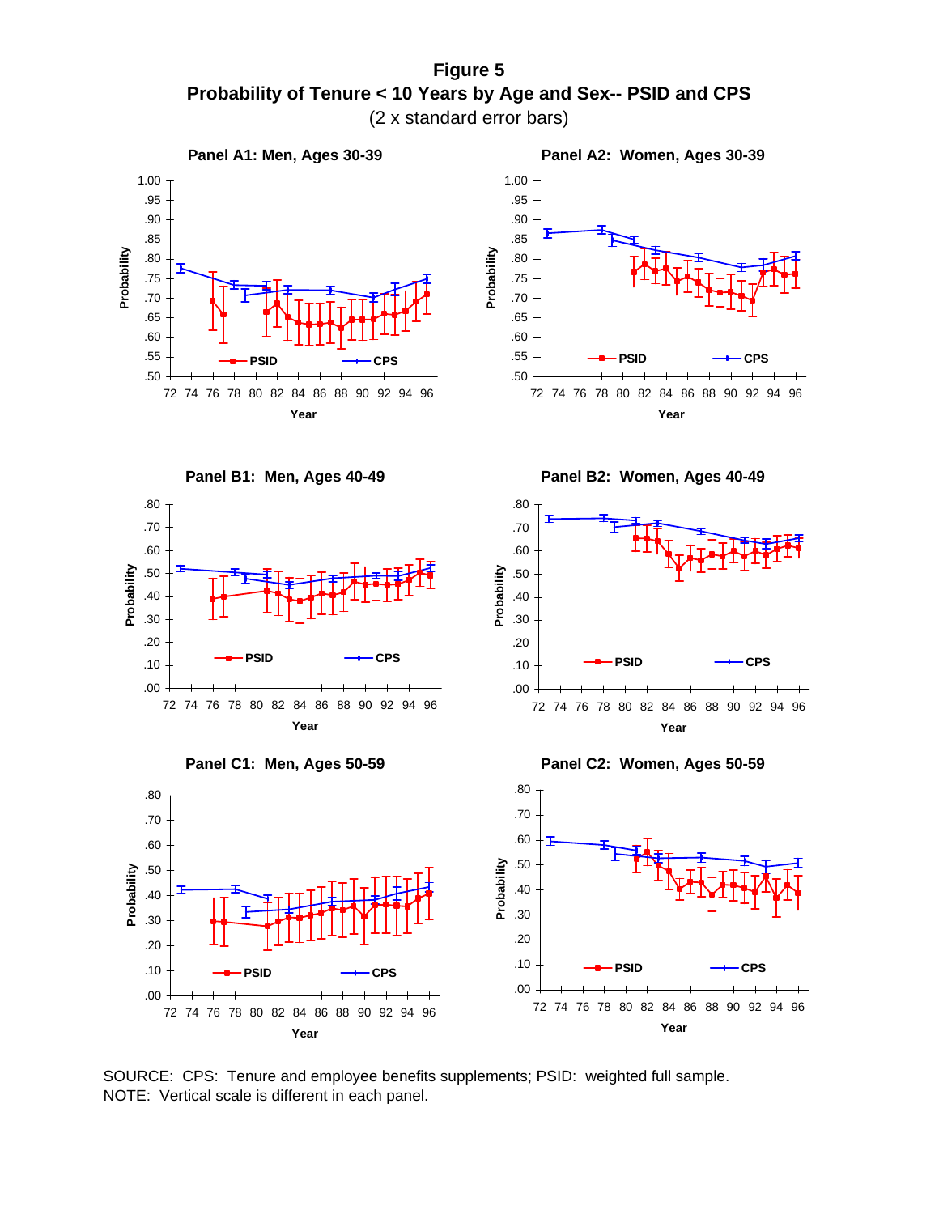**Figure 5**

**Probability of Tenure < 10 Years by Age and Sex-- PSID and CPS**

(2 x standard error bars)

**Panel A1: Men, Ages 30-39**

Probability

1.00 .95 .90 .85 .80 .75 .70 .65 .60 .55 .50

PSID CPS

72 74 76 78 80 82 84 86 88 90 92 94 96

Year

**Panel A2: Women, Ages 30-39**

Probability

1.00 .95 .90 .85 .80 .75 .70 .65 .60 .55 .50

PSID CPS

72 74 76 78 80 82 84 86 88 90 92 94 96

Year

**Panel B1: Men, Ages 40-49**

Probability

.80 .70 .60 .50 .40 .30 .20 .10 .00

PSID CPS

72 74 76 78 80 82 84 86 88 90 92 94 96

Year

**Panel B2: Women, Ages 40-49**

Probability

.80 .70 .60 .50 .40 .30 .20 .10 .00

PSID CPS

72 74 76 78 80 82 84 86 88 90 92 94 96

Year

**Panel C1: Men, Ages 50-59**

Probability

.80 .70 .60 .50 .40 .30 .20 .10 .00

PSID CPS

72 74 76 78 80 82 84 86 88 90 92 94 96

Year

**Panel C2: Women, Ages 50-59**

Probability

.80 .70 .60 .50 .40 .30 .20 .10 .00

PSID CPS

72 74 76 78 80 82 84 86 88 90 92 94 96

Year

SOURCE: CPS: Tenure and employee benefits supplements; PSID: weighted full sample.
NOTE: Vertical scale is different in each panel.